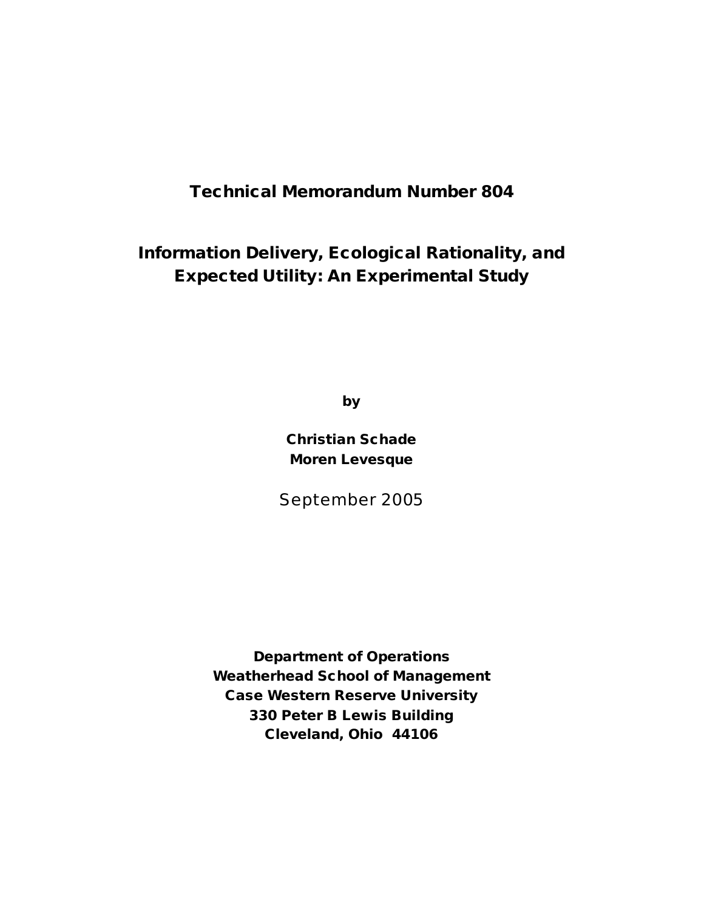**Technical Memorandum Number 804**

# Information Delivery, Ecological Rationality, and Expected Utility: An Experimental Study

**by**

**Christian Schade**
**Moren Levesque**

September 2005

**Department of Operations**
**Weatherhead School of Management**
**Case Western Reserve University**
**330 Peter B Lewis Building**
**Cleveland, Ohio 44106**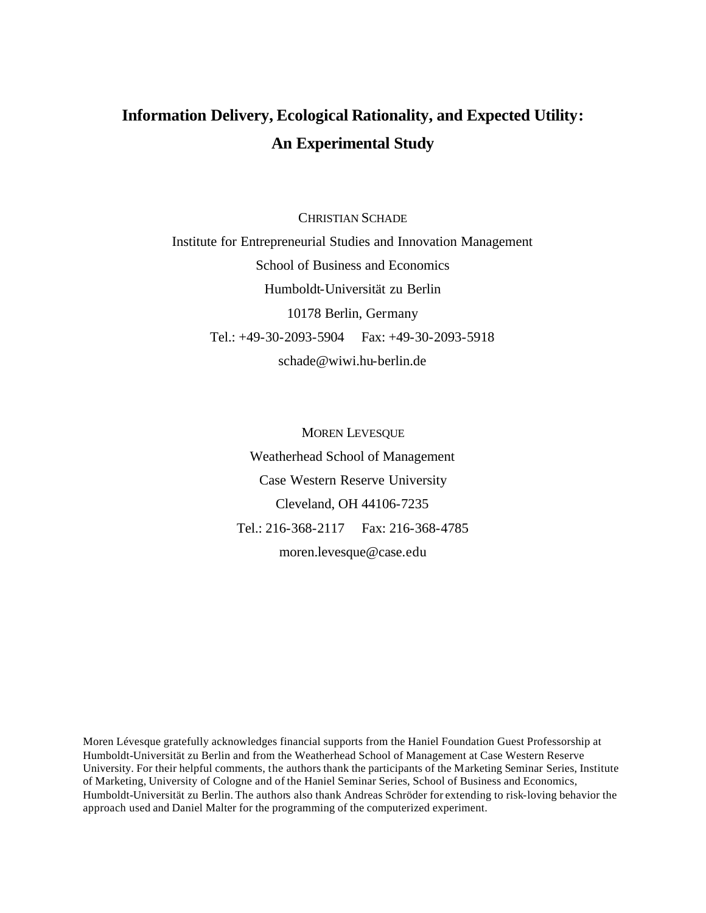# Information Delivery, Ecological Rationality, and Expected Utility: An Experimental Study

CHRISTIAN SCHADE

Institute for Entrepreneurial Studies and Innovation Management

School of Business and Economics

Humboldt-Universität zu Berlin

10178 Berlin, Germany

Tel.: +49-30-2093-5904 Fax: +49-30-2093-5918

schade@wiwi.hu-berlin.de

MOREN LEVESQUE

Weatherhead School of Management

Case Western Reserve University

Cleveland, OH 44106-7235

Tel.: 216-368-2117 Fax: 216-368-4785

moren.levesque@case.edu

Moren Lévesque gratefully acknowledges financial supports from the Haniel Foundation Guest Professorship at Humboldt-Universität zu Berlin and from the Weatherhead School of Management at Case Western Reserve University. For their helpful comments, the authors thank the participants of the Marketing Seminar Series, Institute of Marketing, University of Cologne and of the Haniel Seminar Series, School of Business and Economics, Humboldt-Universität zu Berlin. The authors also thank Andreas Schröder for extending to risk-loving behavior the approach used and Daniel Malter for the programming of the computerized experiment.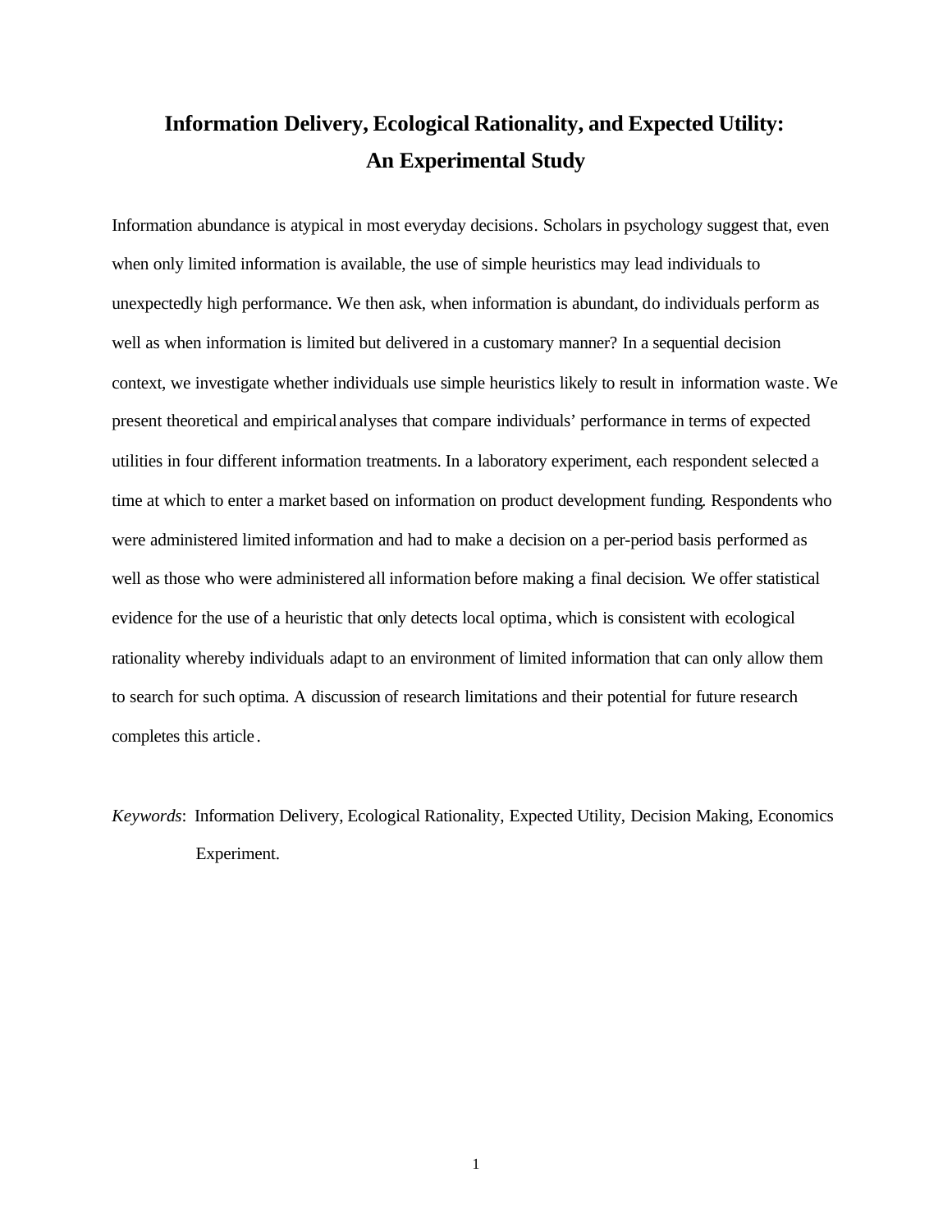# Information Delivery, Ecological Rationality, and Expected Utility: An Experimental Study

Information abundance is atypical in most everyday decisions. Scholars in psychology suggest that, even when only limited information is available, the use of simple heuristics may lead individuals to unexpectedly high performance. We then ask, when information is abundant, do individuals perform as well as when information is limited but delivered in a customary manner? In a sequential decision context, we investigate whether individuals use simple heuristics likely to result in information waste. We present theoretical and empirical analyses that compare individuals' performance in terms of expected utilities in four different information treatments. In a laboratory experiment, each respondent selected a time at which to enter a market based on information on product development funding. Respondents who were administered limited information and had to make a decision on a per-period basis performed as well as those who were administered all information before making a final decision. We offer statistical evidence for the use of a heuristic that only detects local optima, which is consistent with ecological rationality whereby individuals adapt to an environment of limited information that can only allow them to search for such optima. A discussion of research limitations and their potential for future research completes this article.

*Keywords*: Information Delivery, Ecological Rationality, Expected Utility, Decision Making, Economics Experiment.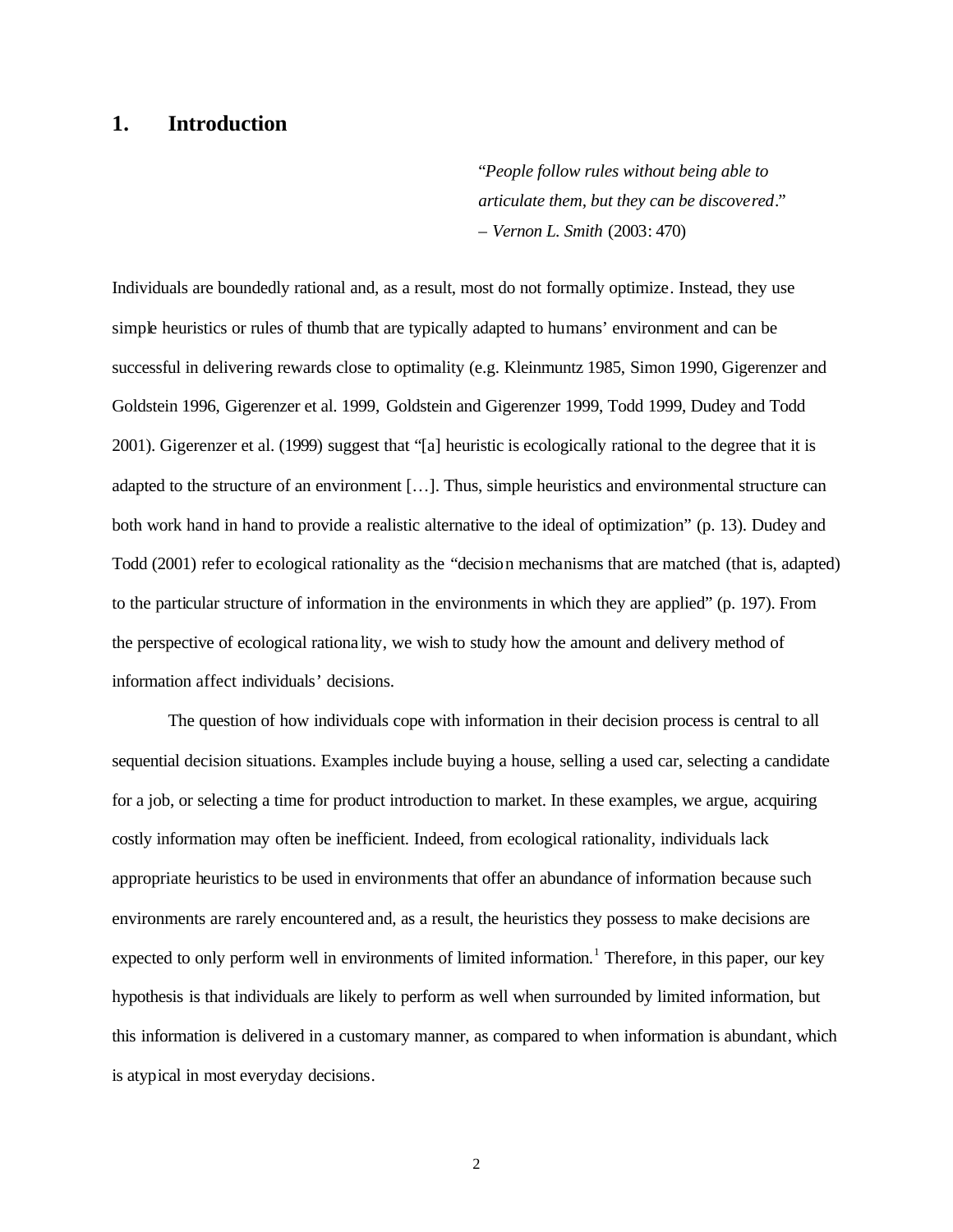## 1. Introduction

> "*People follow rules without being able to articulate them, but they can be discovered*."
> – *Vernon L. Smith* (2003: 470)

Individuals are boundedly rational and, as a result, most do not formally optimize. Instead, they use simple heuristics or rules of thumb that are typically adapted to humans' environment and can be successful in delivering rewards close to optimality (e.g. Kleinmuntz 1985, Simon 1990, Gigerenzer and Goldstein 1996, Gigerenzer et al. 1999, Goldstein and Gigerenzer 1999, Todd 1999, Dudey and Todd 2001). Gigerenzer et al. (1999) suggest that "[a] heuristic is ecologically rational to the degree that it is adapted to the structure of an environment […]. Thus, simple heuristics and environmental structure can both work hand in hand to provide a realistic alternative to the ideal of optimization" (p. 13). Dudey and Todd (2001) refer to ecological rationality as the "decision mechanisms that are matched (that is, adapted) to the particular structure of information in the environments in which they are applied" (p. 197). From the perspective of ecological rationality, we wish to study how the amount and delivery method of information affect individuals' decisions.

The question of how individuals cope with information in their decision process is central to all sequential decision situations. Examples include buying a house, selling a used car, selecting a candidate for a job, or selecting a time for product introduction to market. In these examples, we argue, acquiring costly information may often be inefficient. Indeed, from ecological rationality, individuals lack appropriate heuristics to be used in environments that offer an abundance of information because such environments are rarely encountered and, as a result, the heuristics they possess to make decisions are expected to only perform well in environments of limited information.[1] Therefore, in this paper, our key hypothesis is that individuals are likely to perform as well when surrounded by limited information, but this information is delivered in a customary manner, as compared to when information is abundant, which is atypical in most everyday decisions.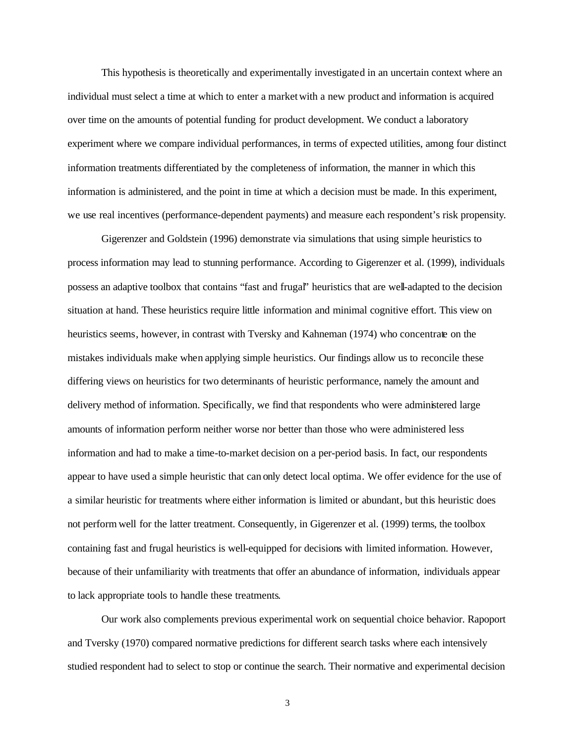This hypothesis is theoretically and experimentally investigated in an uncertain context where an individual must select a time at which to enter a market with a new product and information is acquired over time on the amounts of potential funding for product development. We conduct a laboratory experiment where we compare individual performances, in terms of expected utilities, among four distinct information treatments differentiated by the completeness of information, the manner in which this information is administered, and the point in time at which a decision must be made. In this experiment, we use real incentives (performance-dependent payments) and measure each respondent's risk propensity.

Gigerenzer and Goldstein (1996) demonstrate via simulations that using simple heuristics to process information may lead to stunning performance. According to Gigerenzer et al. (1999), individuals possess an adaptive toolbox that contains "fast and frugal" heuristics that are well-adapted to the decision situation at hand. These heuristics require little information and minimal cognitive effort. This view on heuristics seems, however, in contrast with Tversky and Kahneman (1974) who concentrate on the mistakes individuals make when applying simple heuristics. Our findings allow us to reconcile these differing views on heuristics for two determinants of heuristic performance, namely the amount and delivery method of information. Specifically, we find that respondents who were administered large amounts of information perform neither worse nor better than those who were administered less information and had to make a time-to-market decision on a per-period basis. In fact, our respondents appear to have used a simple heuristic that can only detect local optima. We offer evidence for the use of a similar heuristic for treatments where either information is limited or abundant, but this heuristic does not perform well for the latter treatment. Consequently, in Gigerenzer et al. (1999) terms, the toolbox containing fast and frugal heuristics is well-equipped for decisions with limited information. However, because of their unfamiliarity with treatments that offer an abundance of information, individuals appear to lack appropriate tools to handle these treatments.

Our work also complements previous experimental work on sequential choice behavior. Rapoport and Tversky (1970) compared normative predictions for different search tasks where each intensively studied respondent had to select to stop or continue the search. Their normative and experimental decision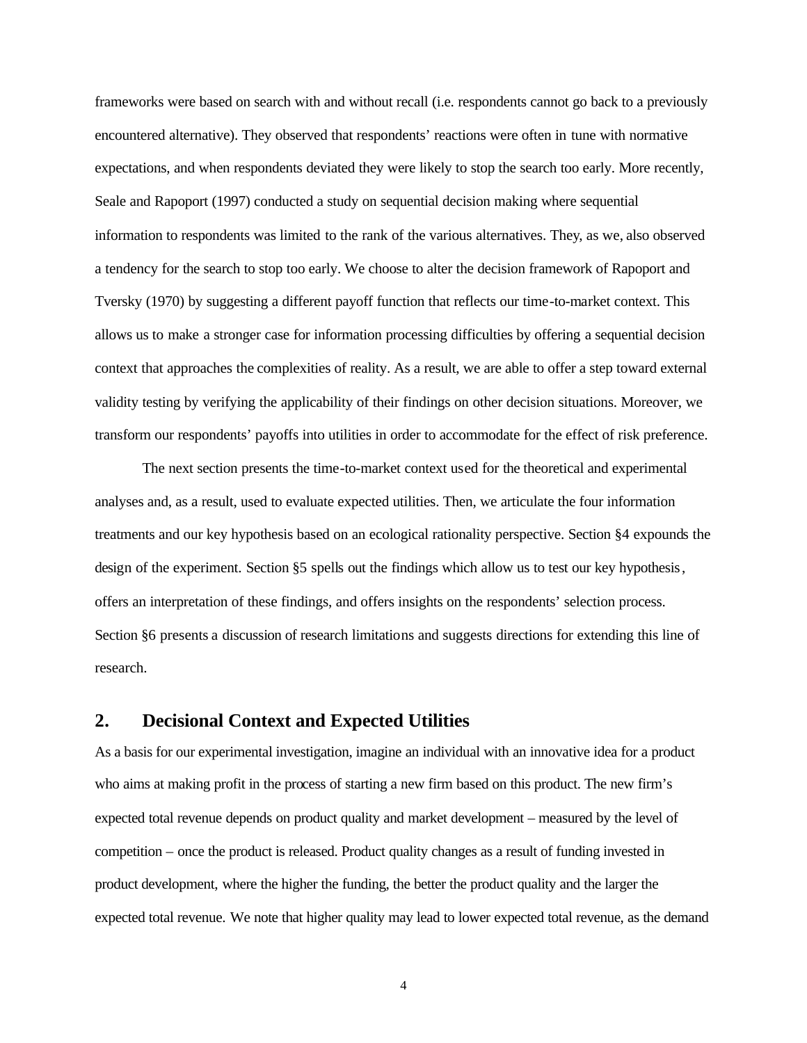frameworks were based on search with and without recall (i.e. respondents cannot go back to a previously encountered alternative). They observed that respondents' reactions were often in tune with normative expectations, and when respondents deviated they were likely to stop the search too early. More recently, Seale and Rapoport (1997) conducted a study on sequential decision making where sequential information to respondents was limited to the rank of the various alternatives. They, as we, also observed a tendency for the search to stop too early. We choose to alter the decision framework of Rapoport and Tversky (1970) by suggesting a different payoff function that reflects our time-to-market context. This allows us to make a stronger case for information processing difficulties by offering a sequential decision context that approaches the complexities of reality. As a result, we are able to offer a step toward external validity testing by verifying the applicability of their findings on other decision situations. Moreover, we transform our respondents' payoffs into utilities in order to accommodate for the effect of risk preference.

The next section presents the time-to-market context used for the theoretical and experimental analyses and, as a result, used to evaluate expected utilities. Then, we articulate the four information treatments and our key hypothesis based on an ecological rationality perspective. Section §4 expounds the design of the experiment. Section §5 spells out the findings which allow us to test our key hypothesis, offers an interpretation of these findings, and offers insights on the respondents' selection process. Section §6 presents a discussion of research limitations and suggests directions for extending this line of research.

## 2. Decisional Context and Expected Utilities

As a basis for our experimental investigation, imagine an individual with an innovative idea for a product who aims at making profit in the process of starting a new firm based on this product. The new firm's expected total revenue depends on product quality and market development – measured by the level of competition – once the product is released. Product quality changes as a result of funding invested in product development, where the higher the funding, the better the product quality and the larger the expected total revenue. We note that higher quality may lead to lower expected total revenue, as the demand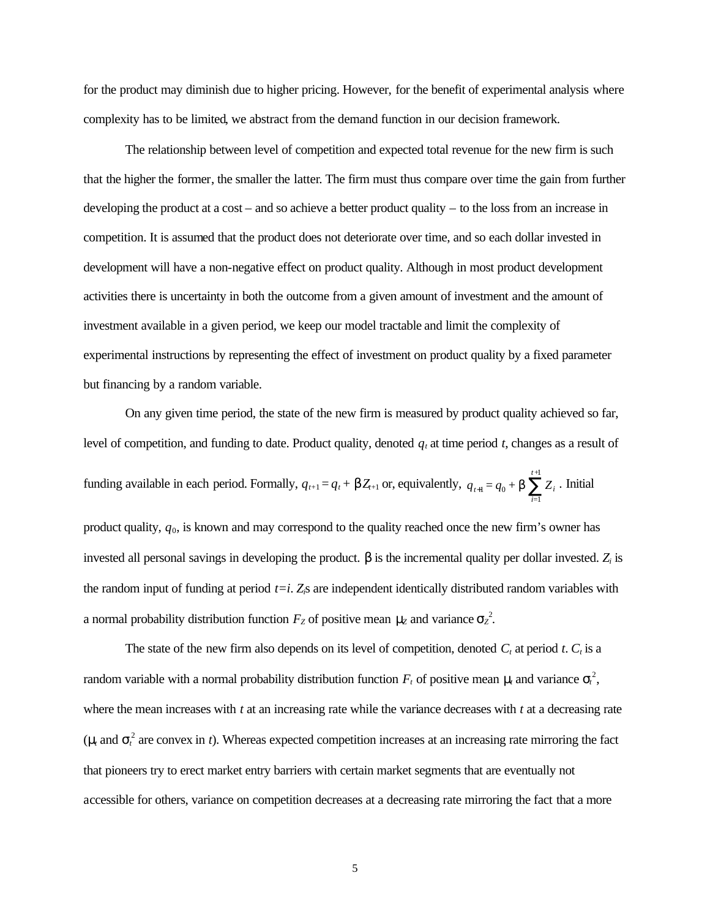for the product may diminish due to higher pricing. However, for the benefit of experimental analysis where complexity has to be limited, we abstract from the demand function in our decision framework.

The relationship between level of competition and expected total revenue for the new firm is such that the higher the former, the smaller the latter. The firm must thus compare over time the gain from further developing the product at a cost – and so achieve a better product quality – to the loss from an increase in competition. It is assumed that the product does not deteriorate over time, and so each dollar invested in development will have a non-negative effect on product quality. Although in most product development activities there is uncertainty in both the outcome from a given amount of investment and the amount of investment available in a given period, we keep our model tractable and limit the complexity of experimental instructions by representing the effect of investment on product quality by a fixed parameter but financing by a random variable.

On any given time period, the state of the new firm is measured by product quality achieved so far, level of competition, and funding to date. Product quality, denoted $q_t$ at time period $t$, changes as a result of funding available in each period. Formally, $q_{t+1} = q_t + \beta Z_{t+1}$ or, equivalently, $q_{t+1} = q_0 + \beta \sum_{i=1}^{t+1} Z_i$. Initial product quality, $q_0$, is known and may correspond to the quality reached once the new firm's owner has invested all personal savings in developing the product. $\beta$ is the incremental quality per dollar invested. $Z_i$ is the random input of funding at period $t=i$. $Z_i$s are independent identically distributed random variables with a normal probability distribution function $F_Z$ of positive mean $\mu_Z$ and variance $\sigma_Z^2$.

The state of the new firm also depends on its level of competition, denoted $C_t$ at period $t$. $C_t$ is a random variable with a normal probability distribution function $F_t$ of positive mean $\mu_t$ and variance $\sigma_t^2$, where the mean increases with $t$ at an increasing rate while the variance decreases with $t$ at a decreasing rate ($\mu_t$ and $\sigma_t^2$ are convex in $t$). Whereas expected competition increases at an increasing rate mirroring the fact that pioneers try to erect market entry barriers with certain market segments that are eventually not accessible for others, variance on competition decreases at a decreasing rate mirroring the fact that a more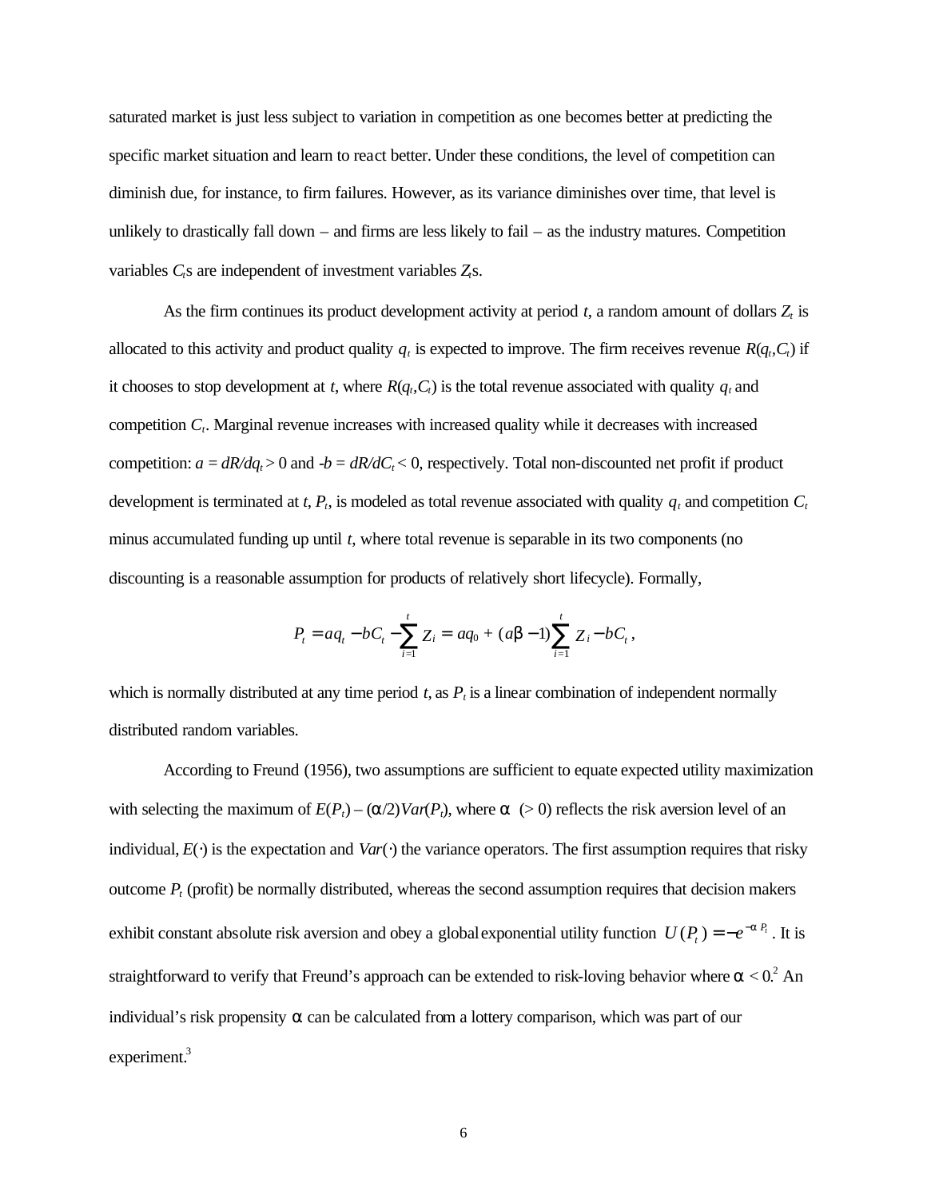saturated market is just less subject to variation in competition as one becomes better at predicting the specific market situation and learn to react better. Under these conditions, the level of competition can diminish due, for instance, to firm failures. However, as its variance diminishes over time, that level is unlikely to drastically fall down – and firms are less likely to fail – as the industry matures. Competition variables $C_t$s are independent of investment variables $Z_t$s.

As the firm continues its product development activity at period $t$, a random amount of dollars $Z_t$ is allocated to this activity and product quality $q_t$ is expected to improve. The firm receives revenue $R(q_t,C_t)$ if it chooses to stop development at $t$, where $R(q_t,C_t)$ is the total revenue associated with quality $q_t$ and competition $C_t$. Marginal revenue increases with increased quality while it decreases with increased competition: $a = dR/dq_t > 0$ and $-b = dR/dC_t < 0$, respectively. Total non-discounted net profit if product development is terminated at $t$, $P_t$, is modeled as total revenue associated with quality $q_t$ and competition $C_t$ minus accumulated funding up until $t$, where total revenue is separable in its two components (no discounting is a reasonable assumption for products of relatively short lifecycle). Formally,

$$P_t = aq_t - bC_t - \sum_{i=1}^{t} Z_i = aq_0 + (a\beta - 1)\sum_{i=1}^{t} Z_i - bC_t \, ,$$

which is normally distributed at any time period $t$, as $P_t$ is a linear combination of independent normally distributed random variables.

According to Freund (1956), two assumptions are sufficient to equate expected utility maximization with selecting the maximum of $E(P_t) - (\alpha/2)Var(P_t)$, where $\alpha$ (> 0) reflects the risk aversion level of an individual, $E(\cdot)$ is the expectation and $Var(\cdot)$ the variance operators. The first assumption requires that risky outcome $P_t$ (profit) be normally distributed, whereas the second assumption requires that decision makers exhibit constant absolute risk aversion and obey a global exponential utility function $U(P_t) = -e^{-\alpha P_t}$. It is straightforward to verify that Freund's approach can be extended to risk-loving behavior where $\alpha < 0$.[2] An individual's risk propensity $\alpha$ can be calculated from a lottery comparison, which was part of our experiment.[3]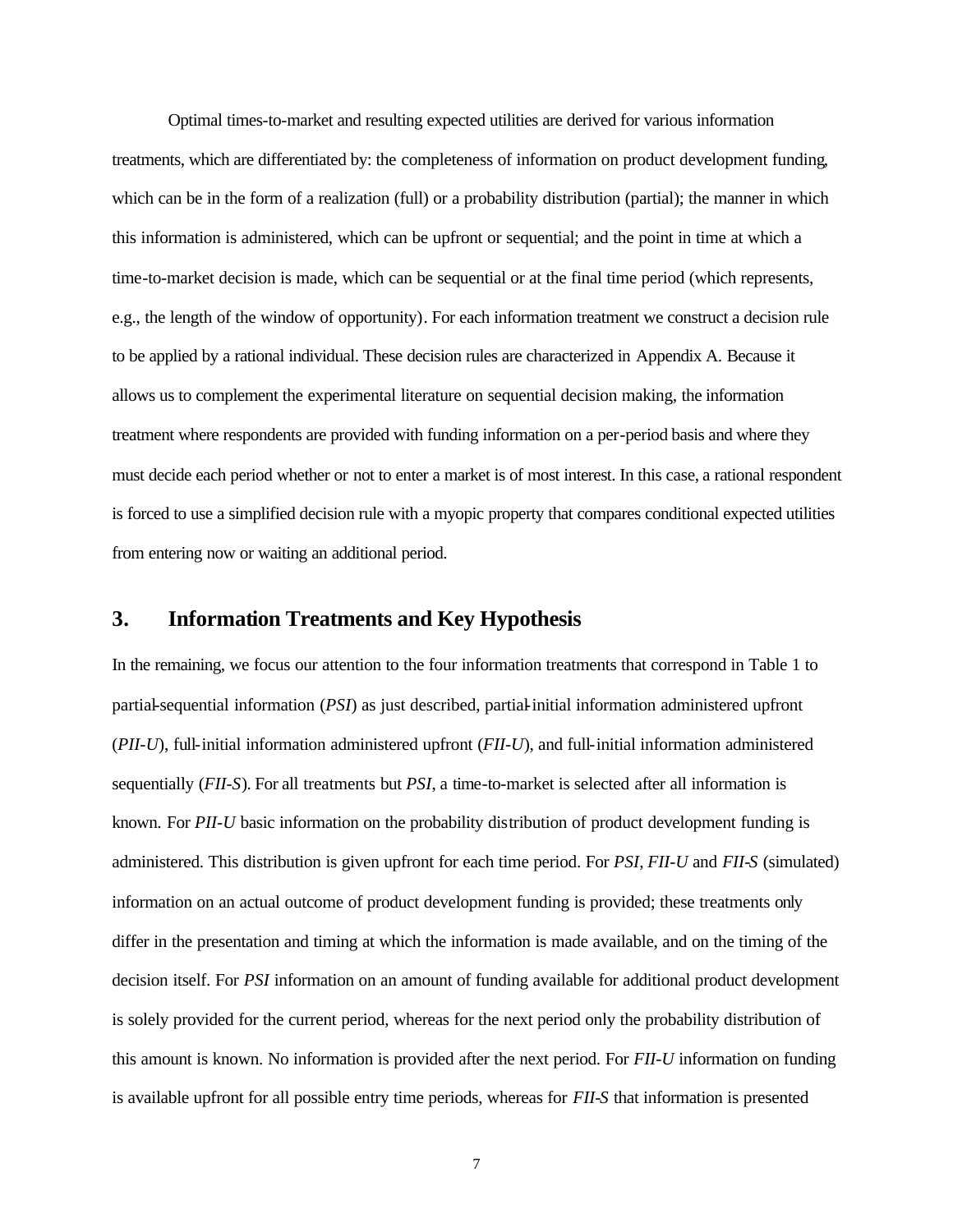Optimal times-to-market and resulting expected utilities are derived for various information treatments, which are differentiated by: the completeness of information on product development funding, which can be in the form of a realization (full) or a probability distribution (partial); the manner in which this information is administered, which can be upfront or sequential; and the point in time at which a time-to-market decision is made, which can be sequential or at the final time period (which represents, e.g., the length of the window of opportunity). For each information treatment we construct a decision rule to be applied by a rational individual. These decision rules are characterized in Appendix A. Because it allows us to complement the experimental literature on sequential decision making, the information treatment where respondents are provided with funding information on a per-period basis and where they must decide each period whether or not to enter a market is of most interest. In this case, a rational respondent is forced to use a simplified decision rule with a myopic property that compares conditional expected utilities from entering now or waiting an additional period.

## 3. Information Treatments and Key Hypothesis

In the remaining, we focus our attention to the four information treatments that correspond in Table 1 to partial-sequential information (*PSI*) as just described, partial-initial information administered upfront (*PII-U*), full-initial information administered upfront (*FII-U*), and full-initial information administered sequentially (*FII-S*). For all treatments but *PSI*, a time-to-market is selected after all information is known. For *PII-U* basic information on the probability distribution of product development funding is administered. This distribution is given upfront for each time period. For *PSI*, *FII-U* and *FII-S* (simulated) information on an actual outcome of product development funding is provided; these treatments only differ in the presentation and timing at which the information is made available, and on the timing of the decision itself. For *PSI* information on an amount of funding available for additional product development is solely provided for the current period, whereas for the next period only the probability distribution of this amount is known. No information is provided after the next period. For *FII-U* information on funding is available upfront for all possible entry time periods, whereas for *FII-S* that information is presented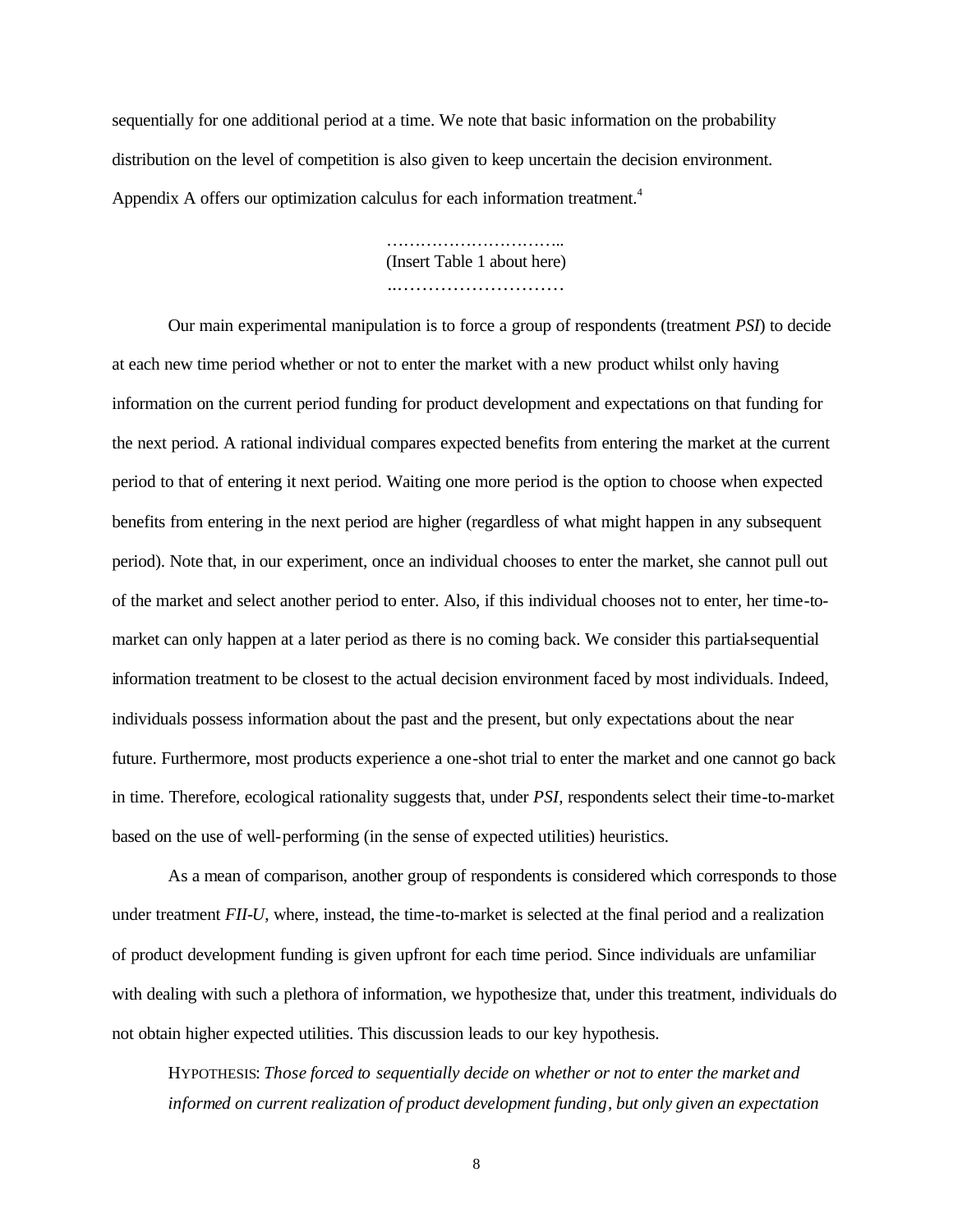sequentially for one additional period at a time. We note that basic information on the probability distribution on the level of competition is also given to keep uncertain the decision environment. Appendix A offers our optimization calculus for each information treatment.[4]

…………………………..
(Insert Table 1 about here)
..………………………

Our main experimental manipulation is to force a group of respondents (treatment *PSI*) to decide at each new time period whether or not to enter the market with a new product whilst only having information on the current period funding for product development and expectations on that funding for the next period. A rational individual compares expected benefits from entering the market at the current period to that of entering it next period. Waiting one more period is the option to choose when expected benefits from entering in the next period are higher (regardless of what might happen in any subsequent period). Note that, in our experiment, once an individual chooses to enter the market, she cannot pull out of the market and select another period to enter. Also, if this individual chooses not to enter, her time-to-market can only happen at a later period as there is no coming back. We consider this partial-sequential information treatment to be closest to the actual decision environment faced by most individuals. Indeed, individuals possess information about the past and the present, but only expectations about the near future. Furthermore, most products experience a one-shot trial to enter the market and one cannot go back in time. Therefore, ecological rationality suggests that, under *PSI*, respondents select their time-to-market based on the use of well-performing (in the sense of expected utilities) heuristics.

As a mean of comparison, another group of respondents is considered which corresponds to those under treatment *FII-U*, where, instead, the time-to-market is selected at the final period and a realization of product development funding is given upfront for each time period. Since individuals are unfamiliar with dealing with such a plethora of information, we hypothesize that, under this treatment, individuals do not obtain higher expected utilities. This discussion leads to our key hypothesis.

HYPOTHESIS: *Those forced to sequentially decide on whether or not to enter the market and informed on current realization of product development funding, but only given an expectation*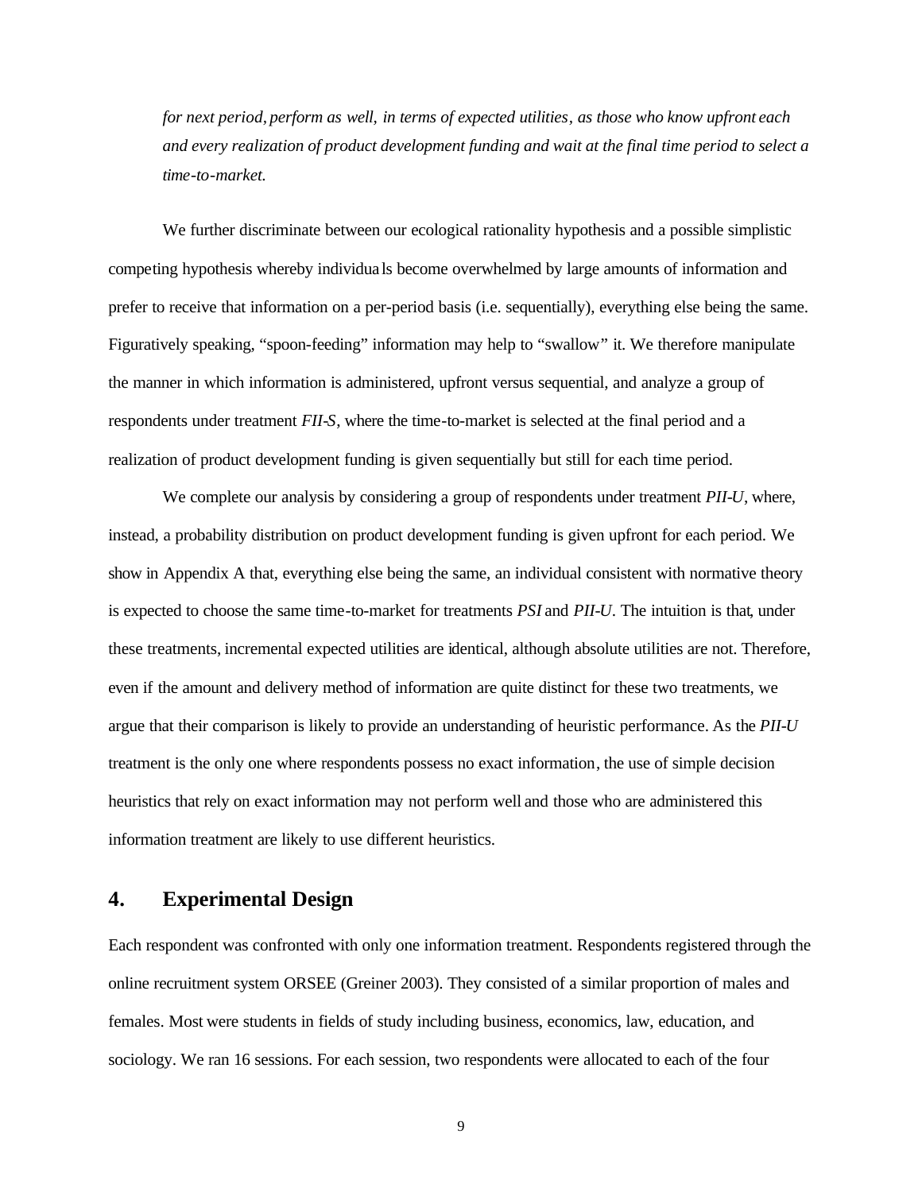*for next period, perform as well, in terms of expected utilities, as those who know upfront each and every realization of product development funding and wait at the final time period to select a time-to-market.*

We further discriminate between our ecological rationality hypothesis and a possible simplistic competing hypothesis whereby individuals become overwhelmed by large amounts of information and prefer to receive that information on a per-period basis (i.e. sequentially), everything else being the same. Figuratively speaking, "spoon-feeding" information may help to "swallow" it. We therefore manipulate the manner in which information is administered, upfront versus sequential, and analyze a group of respondents under treatment *FII-S*, where the time-to-market is selected at the final period and a realization of product development funding is given sequentially but still for each time period.

We complete our analysis by considering a group of respondents under treatment *PII-U*, where, instead, a probability distribution on product development funding is given upfront for each period. We show in Appendix A that, everything else being the same, an individual consistent with normative theory is expected to choose the same time-to-market for treatments *PSI* and *PII-U*. The intuition is that, under these treatments, incremental expected utilities are identical, although absolute utilities are not. Therefore, even if the amount and delivery method of information are quite distinct for these two treatments, we argue that their comparison is likely to provide an understanding of heuristic performance. As the *PII-U* treatment is the only one where respondents possess no exact information, the use of simple decision heuristics that rely on exact information may not perform well and those who are administered this information treatment are likely to use different heuristics.

## 4. Experimental Design

Each respondent was confronted with only one information treatment. Respondents registered through the online recruitment system ORSEE (Greiner 2003). They consisted of a similar proportion of males and females. Most were students in fields of study including business, economics, law, education, and sociology. We ran 16 sessions. For each session, two respondents were allocated to each of the four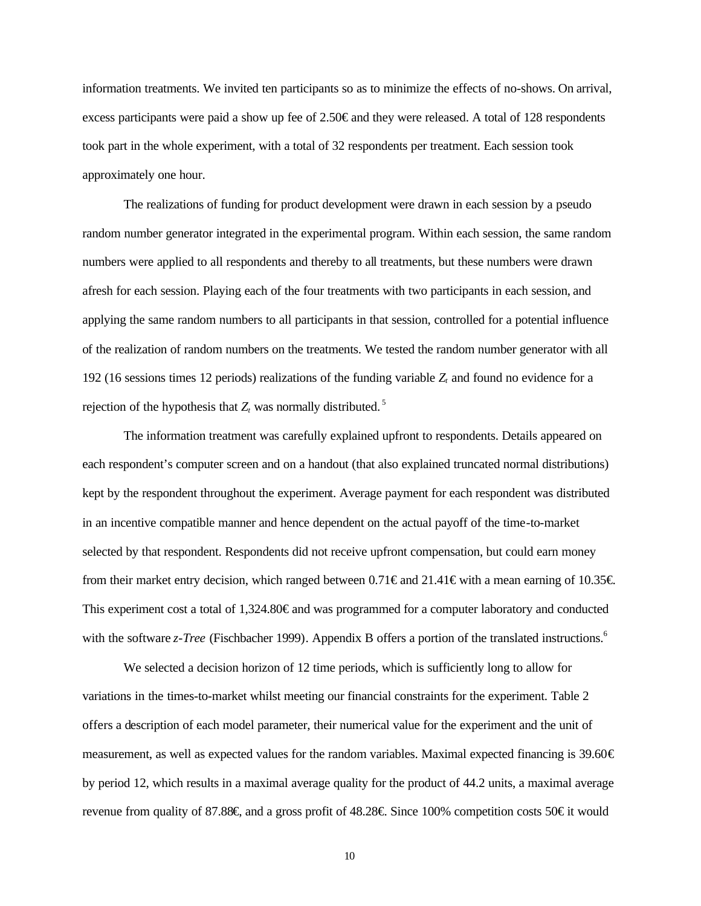information treatments. We invited ten participants so as to minimize the effects of no-shows. On arrival, excess participants were paid a show up fee of 2.50€ and they were released. A total of 128 respondents took part in the whole experiment, with a total of 32 respondents per treatment. Each session took approximately one hour.

The realizations of funding for product development were drawn in each session by a pseudo random number generator integrated in the experimental program. Within each session, the same random numbers were applied to all respondents and thereby to all treatments, but these numbers were drawn afresh for each session. Playing each of the four treatments with two participants in each session, and applying the same random numbers to all participants in that session, controlled for a potential influence of the realization of random numbers on the treatments. We tested the random number generator with all 192 (16 sessions times 12 periods) realizations of the funding variable $Z_t$ and found no evidence for a rejection of the hypothesis that $Z_t$ was normally distributed.[5]

The information treatment was carefully explained upfront to respondents. Details appeared on each respondent's computer screen and on a handout (that also explained truncated normal distributions) kept by the respondent throughout the experiment. Average payment for each respondent was distributed in an incentive compatible manner and hence dependent on the actual payoff of the time-to-market selected by that respondent. Respondents did not receive upfront compensation, but could earn money from their market entry decision, which ranged between 0.71€ and 21.41€ with a mean earning of 10.35€. This experiment cost a total of 1,324.80€ and was programmed for a computer laboratory and conducted with the software *z-Tree* (Fischbacher 1999). Appendix B offers a portion of the translated instructions.[6]

We selected a decision horizon of 12 time periods, which is sufficiently long to allow for variations in the times-to-market whilst meeting our financial constraints for the experiment. Table 2 offers a description of each model parameter, their numerical value for the experiment and the unit of measurement, as well as expected values for the random variables. Maximal expected financing is 39.60€ by period 12, which results in a maximal average quality for the product of 44.2 units, a maximal average revenue from quality of 87.88€, and a gross profit of 48.28€. Since 100% competition costs 50€ it would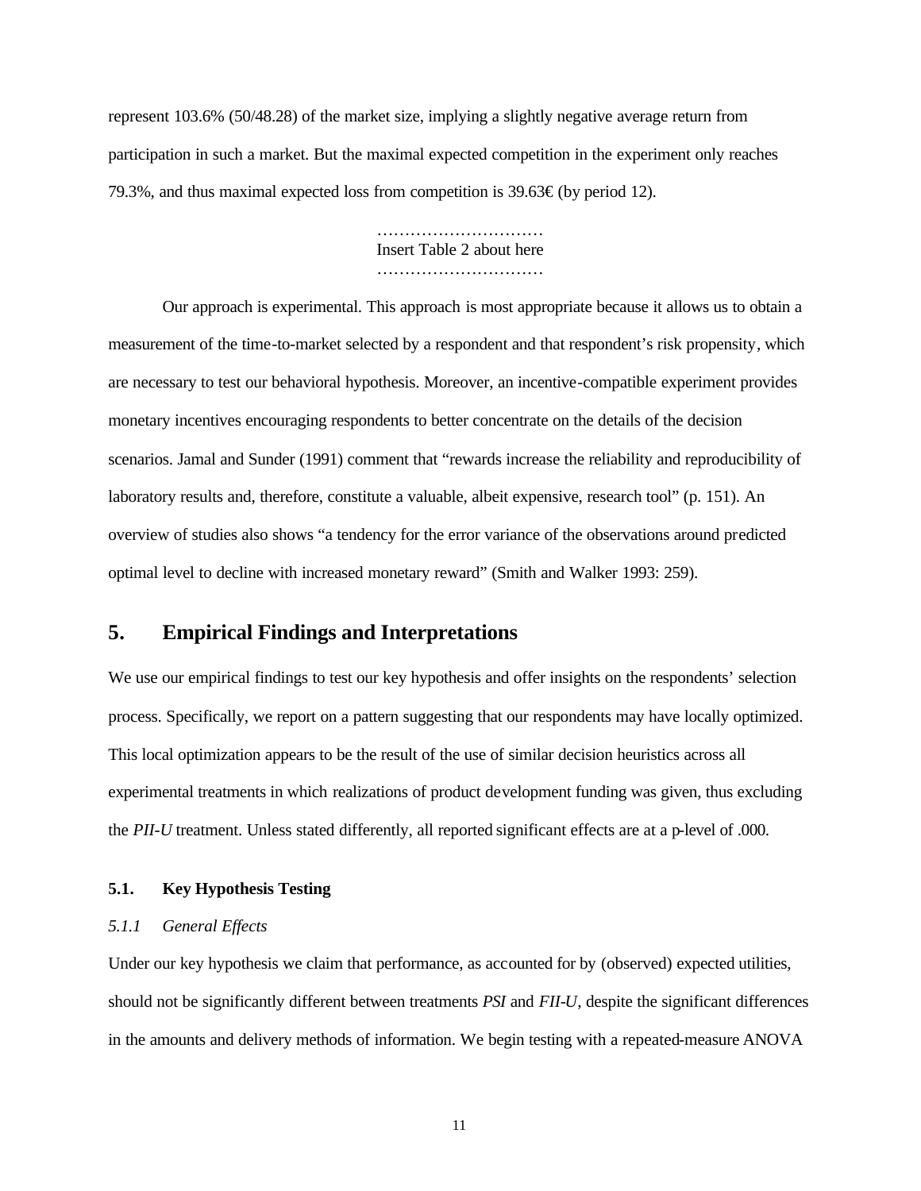represent 103.6% (50/48.28) of the market size, implying a slightly negative average return from participation in such a market. But the maximal expected competition in the experiment only reaches 79.3%, and thus maximal expected loss from competition is 39.63€ (by period 12).

…………………………
Insert Table 2 about here
…………………………

Our approach is experimental. This approach is most appropriate because it allows us to obtain a measurement of the time-to-market selected by a respondent and that respondent's risk propensity, which are necessary to test our behavioral hypothesis. Moreover, an incentive-compatible experiment provides monetary incentives encouraging respondents to better concentrate on the details of the decision scenarios. Jamal and Sunder (1991) comment that "rewards increase the reliability and reproducibility of laboratory results and, therefore, constitute a valuable, albeit expensive, research tool" (p. 151). An overview of studies also shows "a tendency for the error variance of the observations around predicted optimal level to decline with increased monetary reward" (Smith and Walker 1993: 259).

## 5. Empirical Findings and Interpretations

We use our empirical findings to test our key hypothesis and offer insights on the respondents' selection process. Specifically, we report on a pattern suggesting that our respondents may have locally optimized. This local optimization appears to be the result of the use of similar decision heuristics across all experimental treatments in which realizations of product development funding was given, thus excluding the *PII-U* treatment. Unless stated differently, all reported significant effects are at a p-level of .000.

### 5.1. Key Hypothesis Testing

#### *5.1.1 General Effects*

Under our key hypothesis we claim that performance, as accounted for by (observed) expected utilities, should not be significantly different between treatments *PSI* and *FII-U*, despite the significant differences in the amounts and delivery methods of information. We begin testing with a repeated-measure ANOVA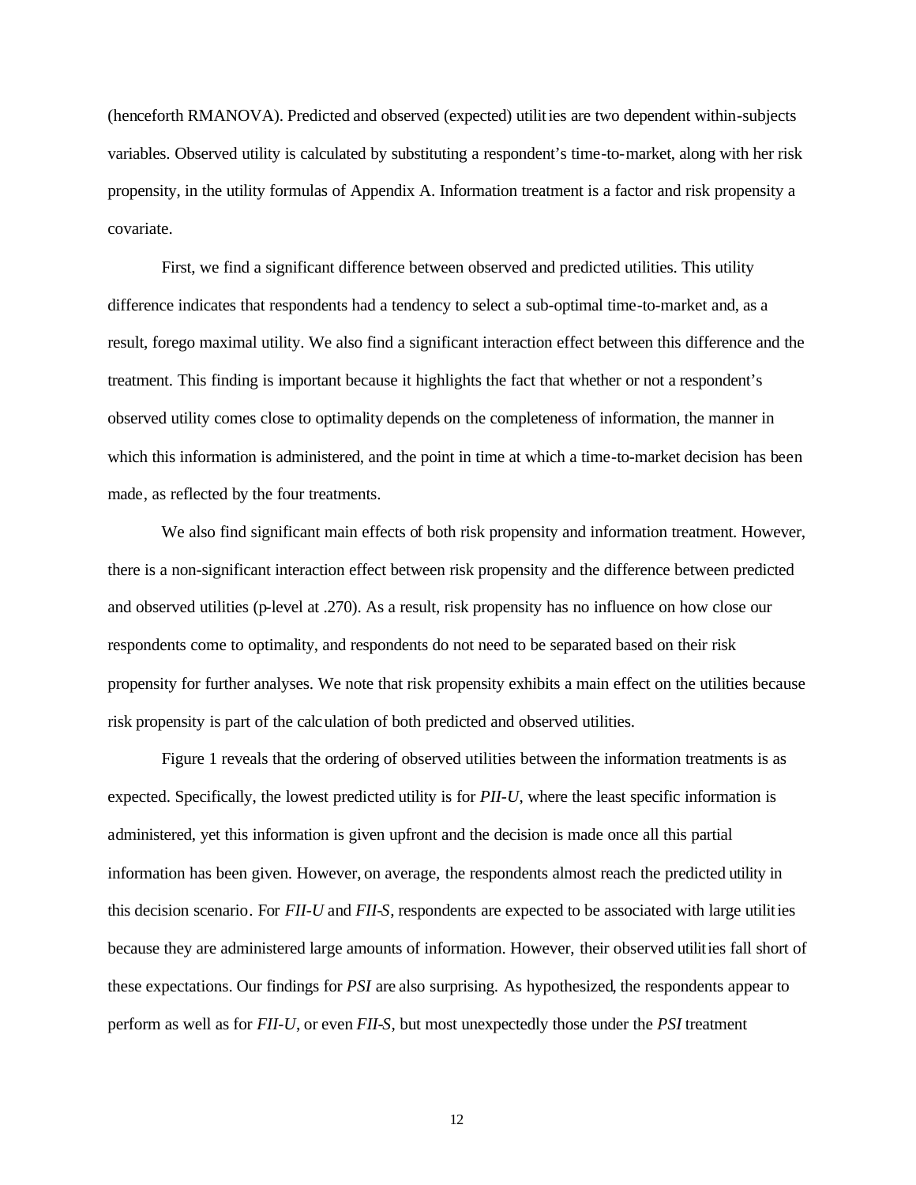(henceforth RMANOVA). Predicted and observed (expected) utilities are two dependent within-subjects variables. Observed utility is calculated by substituting a respondent's time-to-market, along with her risk propensity, in the utility formulas of Appendix A. Information treatment is a factor and risk propensity a covariate.

First, we find a significant difference between observed and predicted utilities. This utility difference indicates that respondents had a tendency to select a sub-optimal time-to-market and, as a result, forego maximal utility. We also find a significant interaction effect between this difference and the treatment. This finding is important because it highlights the fact that whether or not a respondent's observed utility comes close to optimality depends on the completeness of information, the manner in which this information is administered, and the point in time at which a time-to-market decision has been made, as reflected by the four treatments.

We also find significant main effects of both risk propensity and information treatment. However, there is a non-significant interaction effect between risk propensity and the difference between predicted and observed utilities (p-level at .270). As a result, risk propensity has no influence on how close our respondents come to optimality, and respondents do not need to be separated based on their risk propensity for further analyses. We note that risk propensity exhibits a main effect on the utilities because risk propensity is part of the calculation of both predicted and observed utilities.

Figure 1 reveals that the ordering of observed utilities between the information treatments is as expected. Specifically, the lowest predicted utility is for *PII-U*, where the least specific information is administered, yet this information is given upfront and the decision is made once all this partial information has been given. However, on average, the respondents almost reach the predicted utility in this decision scenario. For *FII-U* and *FII-S*, respondents are expected to be associated with large utilities because they are administered large amounts of information. However, their observed utilities fall short of these expectations. Our findings for *PSI* are also surprising. As hypothesized, the respondents appear to perform as well as for *FII-U*, or even *FII-S*, but most unexpectedly those under the *PSI* treatment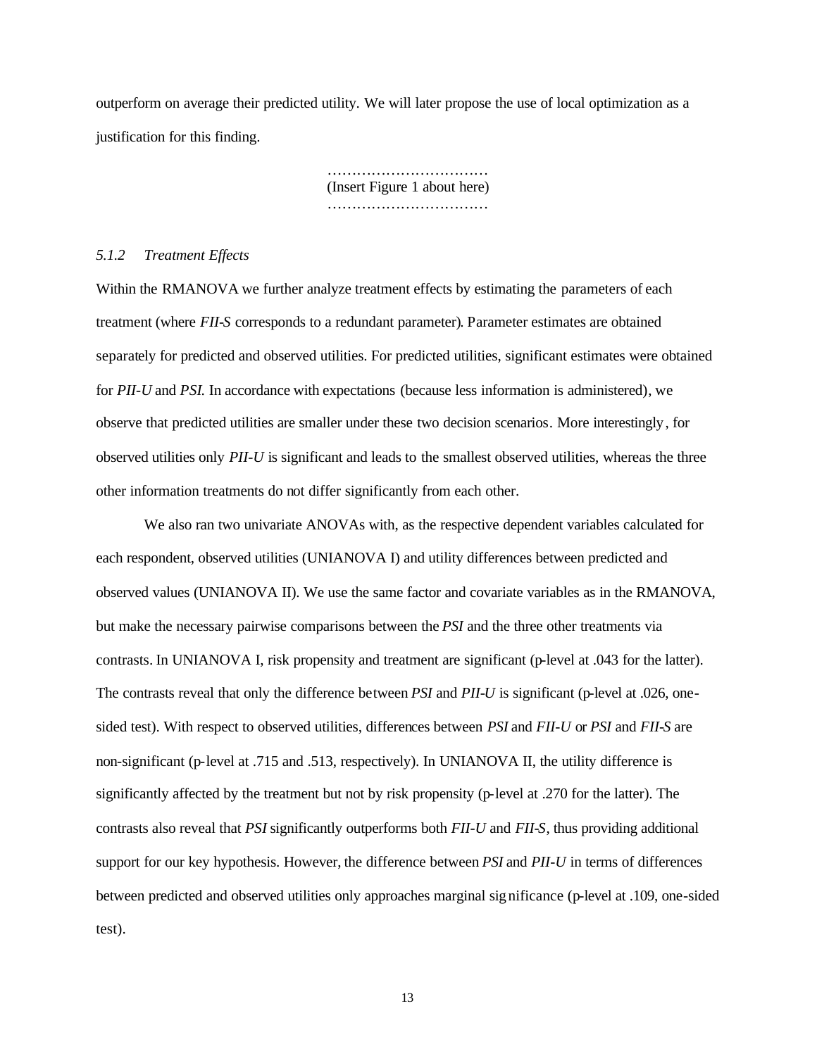outperform on average their predicted utility. We will later propose the use of local optimization as a justification for this finding.

……………………………
(Insert Figure 1 about here)
……………………………

### *5.1.2 Treatment Effects*

Within the RMANOVA we further analyze treatment effects by estimating the parameters of each treatment (where *FII-S* corresponds to a redundant parameter). Parameter estimates are obtained separately for predicted and observed utilities. For predicted utilities, significant estimates were obtained for *PII-U* and *PSI*. In accordance with expectations (because less information is administered), we observe that predicted utilities are smaller under these two decision scenarios. More interestingly, for observed utilities only *PII-U* is significant and leads to the smallest observed utilities, whereas the three other information treatments do not differ significantly from each other.

We also ran two univariate ANOVAs with, as the respective dependent variables calculated for each respondent, observed utilities (UNIANOVA I) and utility differences between predicted and observed values (UNIANOVA II). We use the same factor and covariate variables as in the RMANOVA, but make the necessary pairwise comparisons between the *PSI* and the three other treatments via contrasts. In UNIANOVA I, risk propensity and treatment are significant (p-level at .043 for the latter). The contrasts reveal that only the difference between *PSI* and *PII-U* is significant (p-level at .026, one-sided test). With respect to observed utilities, differences between *PSI* and *FII-U* or *PSI* and *FII-S* are non-significant (p-level at .715 and .513, respectively). In UNIANOVA II, the utility difference is significantly affected by the treatment but not by risk propensity (p-level at .270 for the latter). The contrasts also reveal that *PSI* significantly outperforms both *FII-U* and *FII-S*, thus providing additional support for our key hypothesis. However, the difference between *PSI* and *PII-U* in terms of differences between predicted and observed utilities only approaches marginal significance (p-level at .109, one-sided test).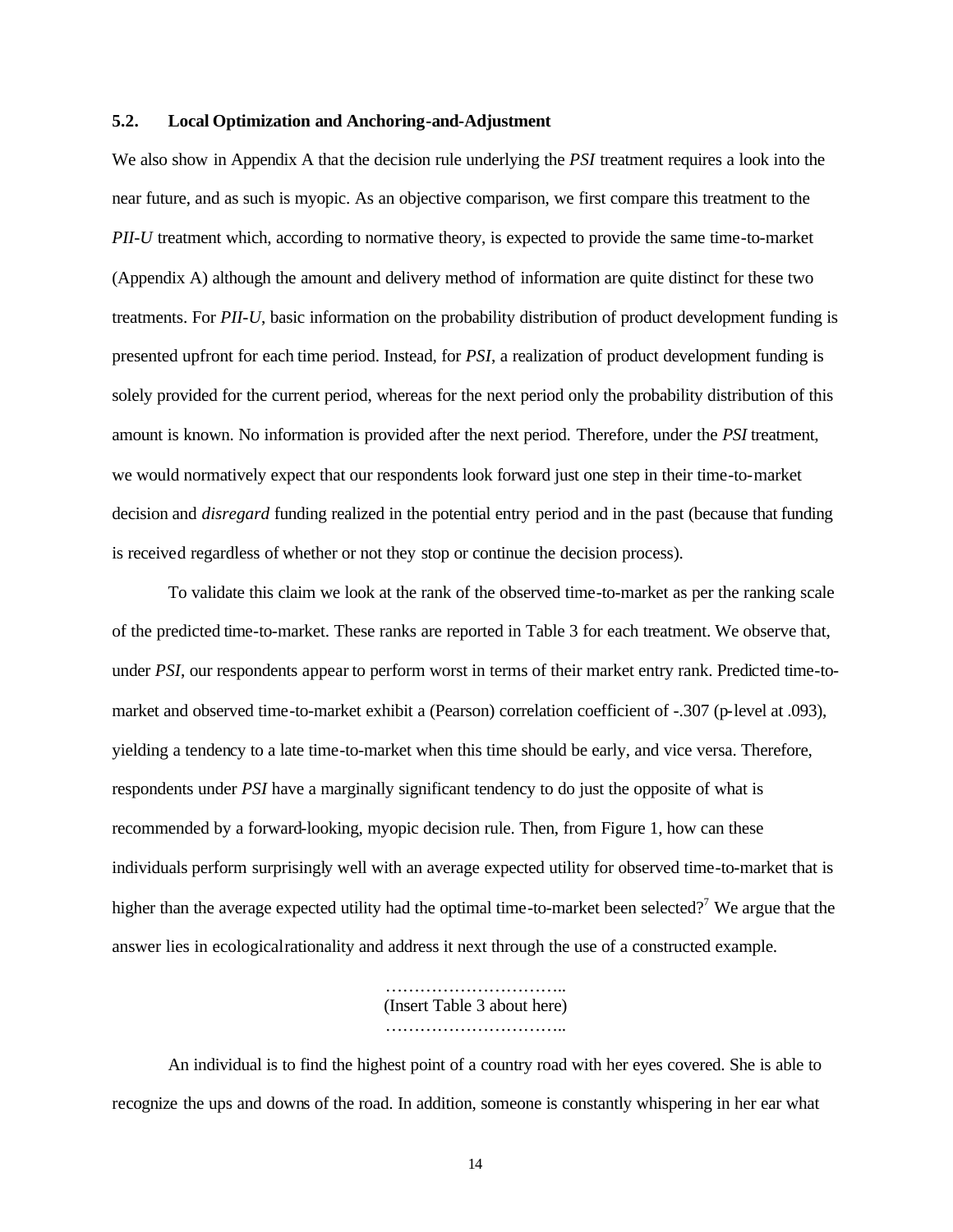### 5.2. Local Optimization and Anchoring-and-Adjustment

We also show in Appendix A that the decision rule underlying the *PSI* treatment requires a look into the near future, and as such is myopic. As an objective comparison, we first compare this treatment to the *PII-U* treatment which, according to normative theory, is expected to provide the same time-to-market (Appendix A) although the amount and delivery method of information are quite distinct for these two treatments. For *PII-U*, basic information on the probability distribution of product development funding is presented upfront for each time period. Instead, for *PSI*, a realization of product development funding is solely provided for the current period, whereas for the next period only the probability distribution of this amount is known. No information is provided after the next period. Therefore, under the *PSI* treatment, we would normatively expect that our respondents look forward just one step in their time-to-market decision and *disregard* funding realized in the potential entry period and in the past (because that funding is received regardless of whether or not they stop or continue the decision process).

To validate this claim we look at the rank of the observed time-to-market as per the ranking scale of the predicted time-to-market. These ranks are reported in Table 3 for each treatment. We observe that, under *PSI*, our respondents appear to perform worst in terms of their market entry rank. Predicted time-to-market and observed time-to-market exhibit a (Pearson) correlation coefficient of -.307 (p-level at .093), yielding a tendency to a late time-to-market when this time should be early, and vice versa. Therefore, respondents under *PSI* have a marginally significant tendency to do just the opposite of what is recommended by a forward-looking, myopic decision rule. Then, from Figure 1, how can these individuals perform surprisingly well with an average expected utility for observed time-to-market that is higher than the average expected utility had the optimal time-to-market been selected?[7] We argue that the answer lies in ecological rationality and address it next through the use of a constructed example.

…………………………..
(Insert Table 3 about here)
…………………………..

An individual is to find the highest point of a country road with her eyes covered. She is able to recognize the ups and downs of the road. In addition, someone is constantly whispering in her ear what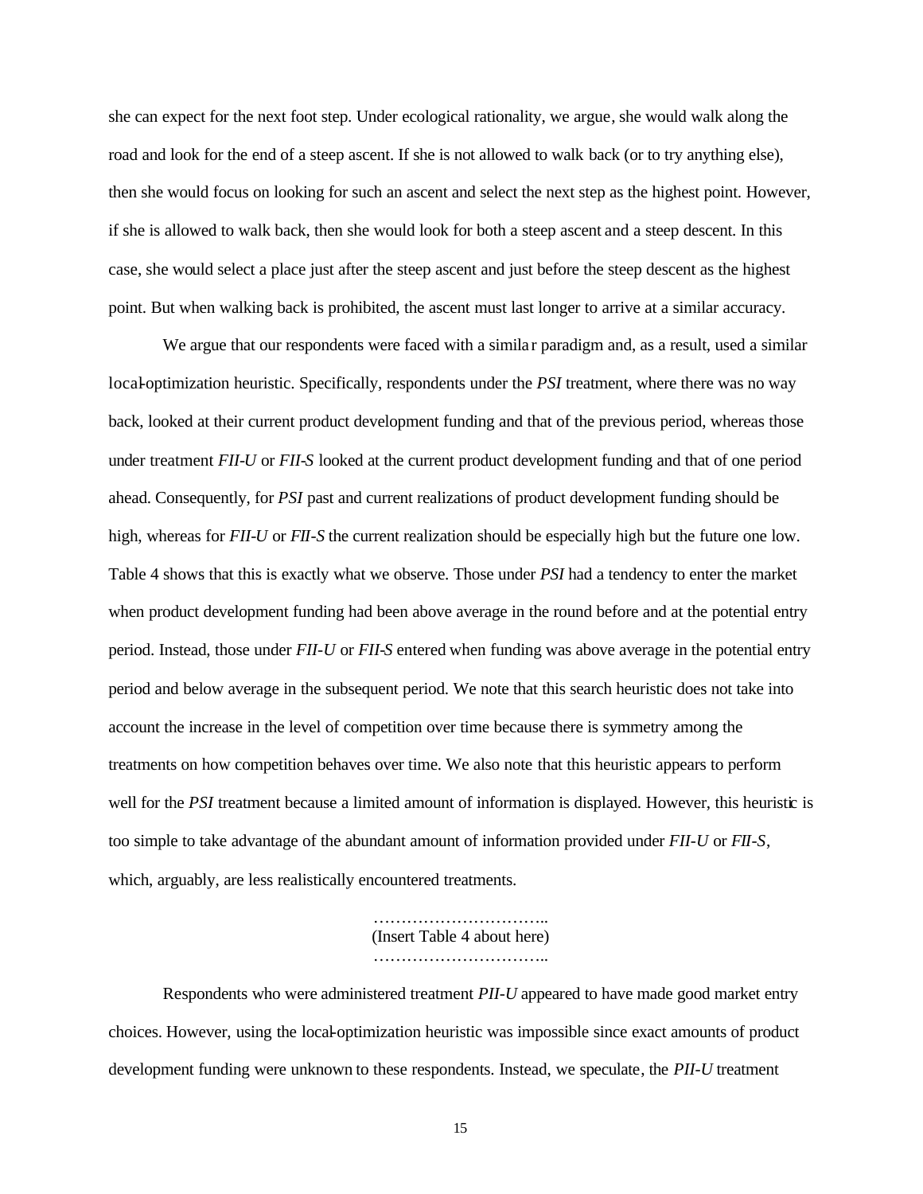she can expect for the next foot step. Under ecological rationality, we argue, she would walk along the road and look for the end of a steep ascent. If she is not allowed to walk back (or to try anything else), then she would focus on looking for such an ascent and select the next step as the highest point. However, if she is allowed to walk back, then she would look for both a steep ascent and a steep descent. In this case, she would select a place just after the steep ascent and just before the steep descent as the highest point. But when walking back is prohibited, the ascent must last longer to arrive at a similar accuracy.

We argue that our respondents were faced with a similar paradigm and, as a result, used a similar local-optimization heuristic. Specifically, respondents under the *PSI* treatment, where there was no way back, looked at their current product development funding and that of the previous period, whereas those under treatment *FII-U* or *FII-S* looked at the current product development funding and that of one period ahead. Consequently, for *PSI* past and current realizations of product development funding should be high, whereas for *FII-U* or *FII-S* the current realization should be especially high but the future one low. Table 4 shows that this is exactly what we observe. Those under *PSI* had a tendency to enter the market when product development funding had been above average in the round before and at the potential entry period. Instead, those under *FII-U* or *FII-S* entered when funding was above average in the potential entry period and below average in the subsequent period. We note that this search heuristic does not take into account the increase in the level of competition over time because there is symmetry among the treatments on how competition behaves over time. We also note that this heuristic appears to perform well for the *PSI* treatment because a limited amount of information is displayed. However, this heuristic is too simple to take advantage of the abundant amount of information provided under *FII-U* or *FII-S*, which, arguably, are less realistically encountered treatments.

…………………………..
(Insert Table 4 about here)
…………………………..

Respondents who were administered treatment *PII-U* appeared to have made good market entry choices. However, using the local-optimization heuristic was impossible since exact amounts of product development funding were unknown to these respondents. Instead, we speculate, the *PII-U* treatment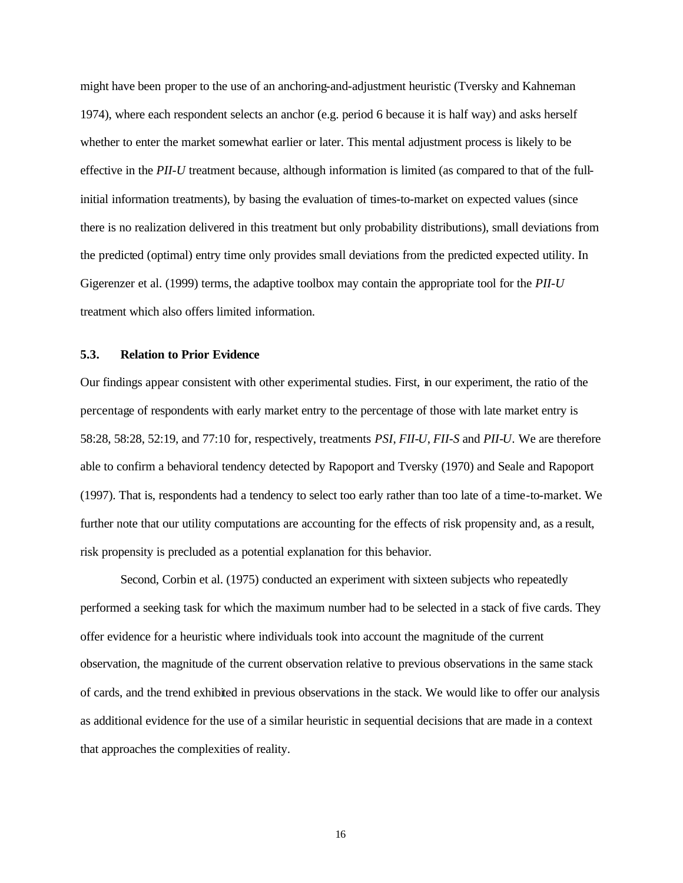might have been proper to the use of an anchoring-and-adjustment heuristic (Tversky and Kahneman 1974), where each respondent selects an anchor (e.g. period 6 because it is half way) and asks herself whether to enter the market somewhat earlier or later. This mental adjustment process is likely to be effective in the *PII-U* treatment because, although information is limited (as compared to that of the full-initial information treatments), by basing the evaluation of times-to-market on expected values (since there is no realization delivered in this treatment but only probability distributions), small deviations from the predicted (optimal) entry time only provides small deviations from the predicted expected utility. In Gigerenzer et al. (1999) terms, the adaptive toolbox may contain the appropriate tool for the *PII-U* treatment which also offers limited information.

### 5.3. Relation to Prior Evidence

Our findings appear consistent with other experimental studies. First, in our experiment, the ratio of the percentage of respondents with early market entry to the percentage of those with late market entry is 58:28, 58:28, 52:19, and 77:10 for, respectively, treatments *PSI*, *FII-U*, *FII-S* and *PII-U*. We are therefore able to confirm a behavioral tendency detected by Rapoport and Tversky (1970) and Seale and Rapoport (1997). That is, respondents had a tendency to select too early rather than too late of a time-to-market. We further note that our utility computations are accounting for the effects of risk propensity and, as a result, risk propensity is precluded as a potential explanation for this behavior.

Second, Corbin et al. (1975) conducted an experiment with sixteen subjects who repeatedly performed a seeking task for which the maximum number had to be selected in a stack of five cards. They offer evidence for a heuristic where individuals took into account the magnitude of the current observation, the magnitude of the current observation relative to previous observations in the same stack of cards, and the trend exhibited in previous observations in the stack. We would like to offer our analysis as additional evidence for the use of a similar heuristic in sequential decisions that are made in a context that approaches the complexities of reality.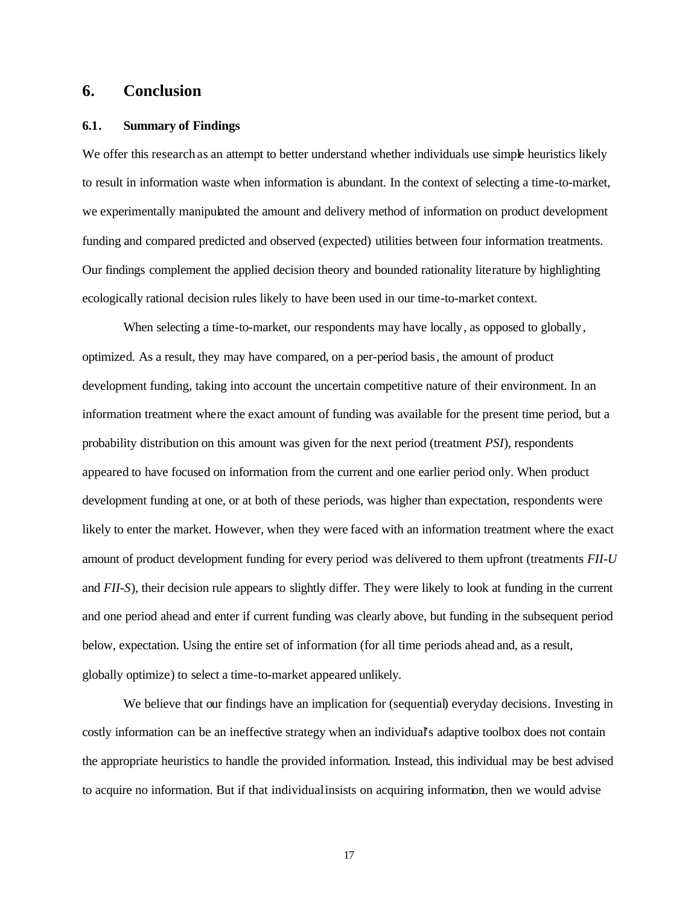# 6. Conclusion

## 6.1. Summary of Findings

We offer this research as an attempt to better understand whether individuals use simple heuristics likely to result in information waste when information is abundant. In the context of selecting a time-to-market, we experimentally manipulated the amount and delivery method of information on product development funding and compared predicted and observed (expected) utilities between four information treatments. Our findings complement the applied decision theory and bounded rationality literature by highlighting ecologically rational decision rules likely to have been used in our time-to-market context.

When selecting a time-to-market, our respondents may have locally, as opposed to globally, optimized. As a result, they may have compared, on a per-period basis, the amount of product development funding, taking into account the uncertain competitive nature of their environment. In an information treatment where the exact amount of funding was available for the present time period, but a probability distribution on this amount was given for the next period (treatment *PSI*), respondents appeared to have focused on information from the current and one earlier period only. When product development funding at one, or at both of these periods, was higher than expectation, respondents were likely to enter the market. However, when they were faced with an information treatment where the exact amount of product development funding for every period was delivered to them upfront (treatments *FII-U* and *FII-S*), their decision rule appears to slightly differ. They were likely to look at funding in the current and one period ahead and enter if current funding was clearly above, but funding in the subsequent period below, expectation. Using the entire set of information (for all time periods ahead and, as a result, globally optimize) to select a time-to-market appeared unlikely.

We believe that our findings have an implication for (sequential) everyday decisions. Investing in costly information can be an ineffective strategy when an individual's adaptive toolbox does not contain the appropriate heuristics to handle the provided information. Instead, this individual may be best advised to acquire no information. But if that individual insists on acquiring information, then we would advise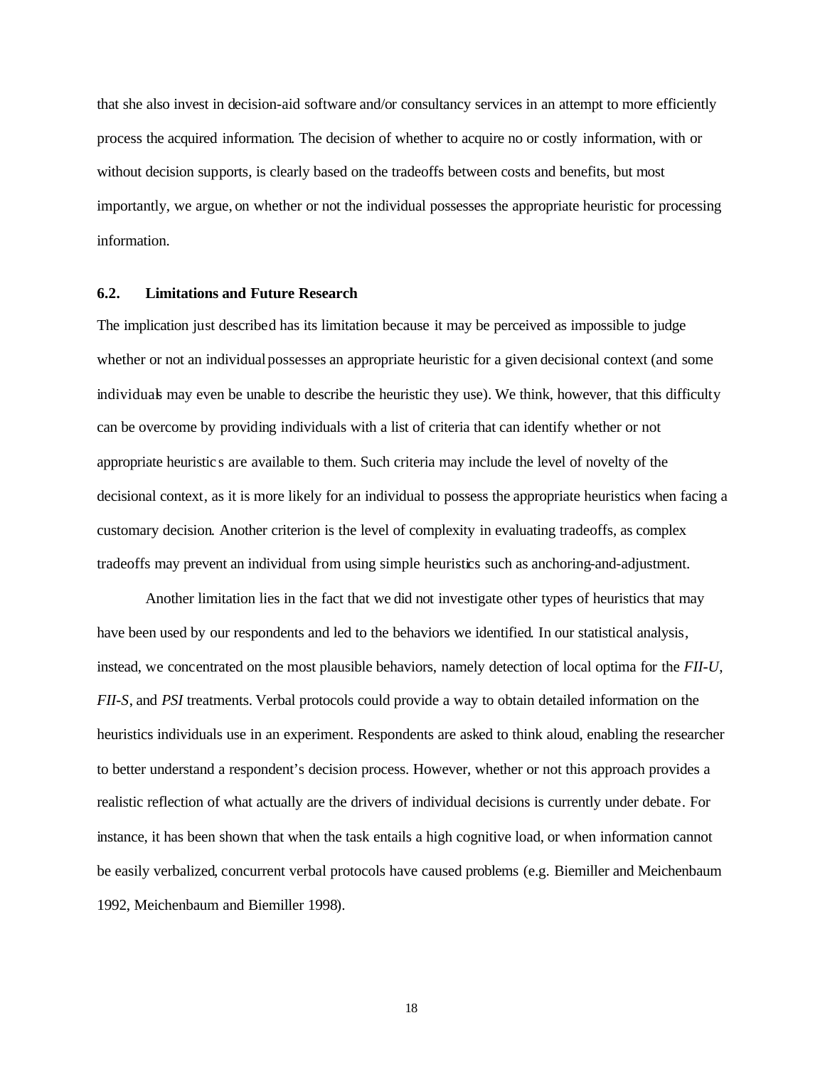that she also invest in decision-aid software and/or consultancy services in an attempt to more efficiently process the acquired information. The decision of whether to acquire no or costly information, with or without decision supports, is clearly based on the tradeoffs between costs and benefits, but most importantly, we argue, on whether or not the individual possesses the appropriate heuristic for processing information.

### 6.2. Limitations and Future Research

The implication just described has its limitation because it may be perceived as impossible to judge whether or not an individual possesses an appropriate heuristic for a given decisional context (and some individuals may even be unable to describe the heuristic they use). We think, however, that this difficulty can be overcome by providing individuals with a list of criteria that can identify whether or not appropriate heuristics are available to them. Such criteria may include the level of novelty of the decisional context, as it is more likely for an individual to possess the appropriate heuristics when facing a customary decision. Another criterion is the level of complexity in evaluating tradeoffs, as complex tradeoffs may prevent an individual from using simple heuristics such as anchoring-and-adjustment.

Another limitation lies in the fact that we did not investigate other types of heuristics that may have been used by our respondents and led to the behaviors we identified. In our statistical analysis, instead, we concentrated on the most plausible behaviors, namely detection of local optima for the *FII-U*, *FII-S*, and *PSI* treatments. Verbal protocols could provide a way to obtain detailed information on the heuristics individuals use in an experiment. Respondents are asked to think aloud, enabling the researcher to better understand a respondent's decision process. However, whether or not this approach provides a realistic reflection of what actually are the drivers of individual decisions is currently under debate. For instance, it has been shown that when the task entails a high cognitive load, or when information cannot be easily verbalized, concurrent verbal protocols have caused problems (e.g. Biemiller and Meichenbaum 1992, Meichenbaum and Biemiller 1998).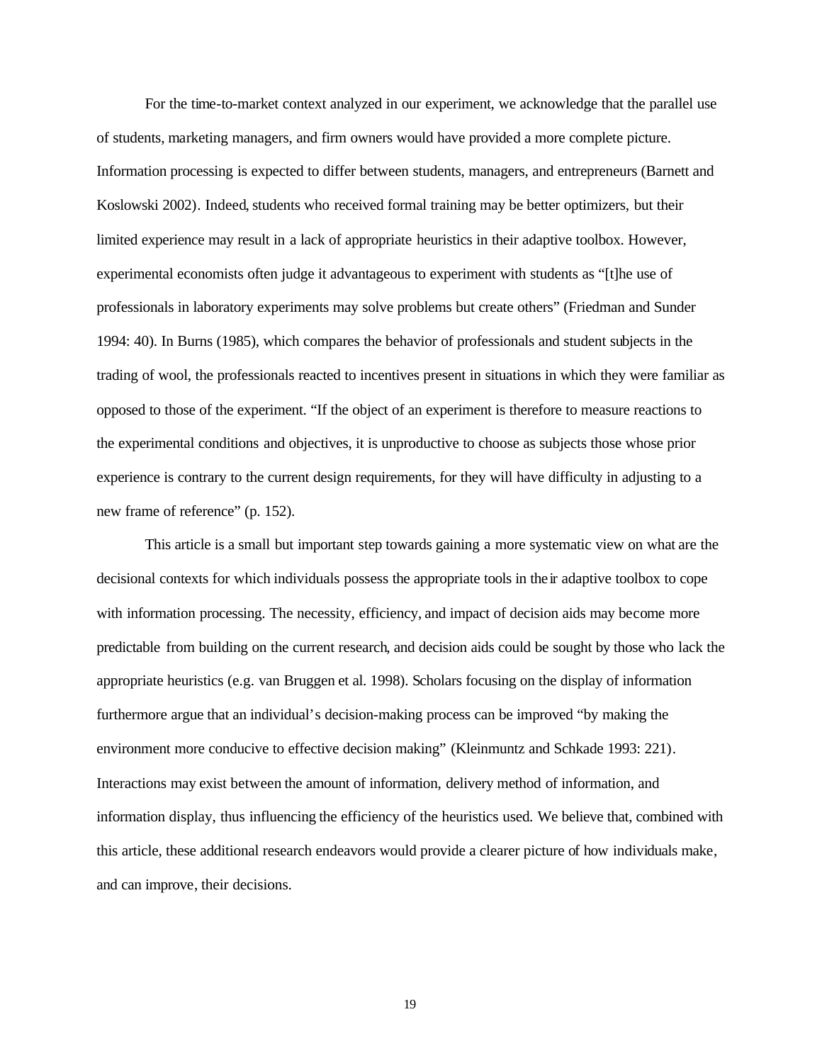For the time-to-market context analyzed in our experiment, we acknowledge that the parallel use of students, marketing managers, and firm owners would have provided a more complete picture. Information processing is expected to differ between students, managers, and entrepreneurs (Barnett and Koslowski 2002). Indeed, students who received formal training may be better optimizers, but their limited experience may result in a lack of appropriate heuristics in their adaptive toolbox. However, experimental economists often judge it advantageous to experiment with students as "[t]he use of professionals in laboratory experiments may solve problems but create others" (Friedman and Sunder 1994: 40). In Burns (1985), which compares the behavior of professionals and student subjects in the trading of wool, the professionals reacted to incentives present in situations in which they were familiar as opposed to those of the experiment. "If the object of an experiment is therefore to measure reactions to the experimental conditions and objectives, it is unproductive to choose as subjects those whose prior experience is contrary to the current design requirements, for they will have difficulty in adjusting to a new frame of reference" (p. 152).

This article is a small but important step towards gaining a more systematic view on what are the decisional contexts for which individuals possess the appropriate tools in their adaptive toolbox to cope with information processing. The necessity, efficiency, and impact of decision aids may become more predictable from building on the current research, and decision aids could be sought by those who lack the appropriate heuristics (e.g. van Bruggen et al. 1998). Scholars focusing on the display of information furthermore argue that an individual's decision-making process can be improved "by making the environment more conducive to effective decision making" (Kleinmuntz and Schkade 1993: 221). Interactions may exist between the amount of information, delivery method of information, and information display, thus influencing the efficiency of the heuristics used. We believe that, combined with this article, these additional research endeavors would provide a clearer picture of how individuals make, and can improve, their decisions.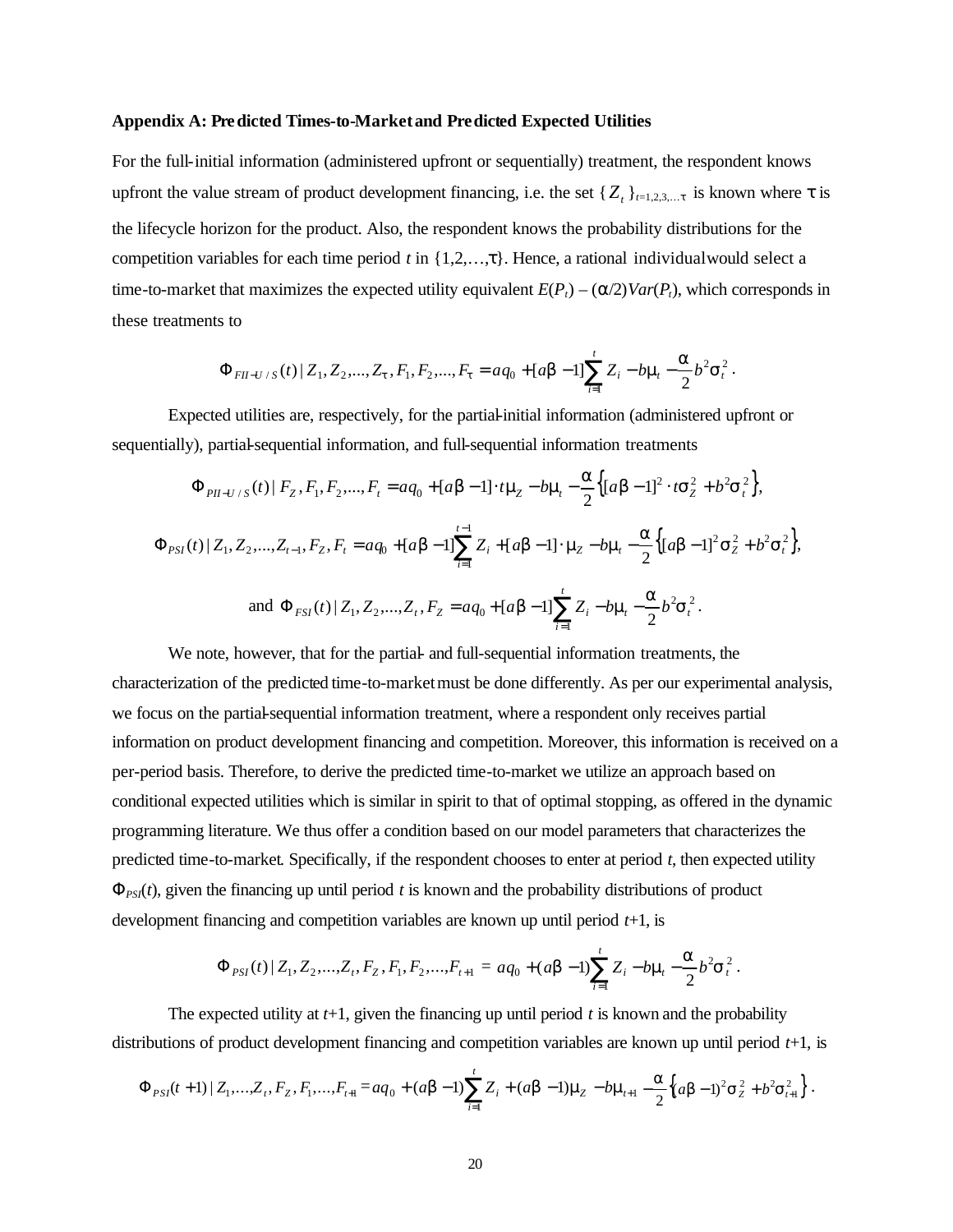**Appendix A: Predicted Times-to-Market and Predicted Expected Utilities**

For the full-initial information (administered upfront or sequentially) treatment, the respondent knows upfront the value stream of product development financing, i.e. the set $\{Z_t\}_{t=1,2,3,\ldots\tau}$ is known where $\tau$ is the lifecycle horizon for the product. Also, the respondent knows the probability distributions for the competition variables for each time period $t$ in $\{1,2,\ldots,\tau\}$. Hence, a rational individual would select a time-to-market that maximizes the expected utility equivalent $E(P_t) - (\alpha/2)Var(P_t)$, which corresponds in these treatments to

$$\Phi_{FII-U/S}(t) \,|\, Z_1, Z_2, \ldots, Z_\tau, F_1, F_2, \ldots, F_\tau = aq_0 + [a\beta - 1]\sum_{i=1}^{t} Z_i - b\mu_t - \frac{\alpha}{2} b^2 \sigma_t^2 .$$

Expected utilities are, respectively, for the partial-initial information (administered upfront or sequentially), partial-sequential information, and full-sequential information treatments

$$\Phi_{PII-U/S}(t) \,|\, F_Z, F_1, F_2, \ldots, F_t = aq_0 + [a\beta - 1]\cdot t\mu_Z - b\mu_t - \frac{\alpha}{2}\left\{[a\beta - 1]^2 \cdot t\sigma_Z^2 + b^2\sigma_t^2\right\},$$

$$\Phi_{PSI}(t) \,|\, Z_1, Z_2, \ldots, Z_{t-1}, F_Z, F_t = aq_0 + [a\beta - 1]\sum_{i=1}^{t-1} Z_i + [a\beta - 1]\cdot \mu_Z - b\mu_t - \frac{\alpha}{2}\left\{[a\beta - 1]^2 \sigma_Z^2 + b^2\sigma_t^2\right\},$$

$$\text{and } \Phi_{FSI}(t) \,|\, Z_1, Z_2, \ldots, Z_t, F_Z = aq_0 + [a\beta - 1]\sum_{i=1}^{t} Z_i - b\mu_t - \frac{\alpha}{2} b^2\sigma_t^2 .$$

We note, however, that for the partial- and full-sequential information treatments, the characterization of the predicted time-to-market must be done differently. As per our experimental analysis, we focus on the partial-sequential information treatment, where a respondent only receives partial information on product development financing and competition. Moreover, this information is received on a per-period basis. Therefore, to derive the predicted time-to-market we utilize an approach based on conditional expected utilities which is similar in spirit to that of optimal stopping, as offered in the dynamic programming literature. We thus offer a condition based on our model parameters that characterizes the predicted time-to-market. Specifically, if the respondent chooses to enter at period $t$, then expected utility $\Phi_{PSI}(t)$, given the financing up until period $t$ is known and the probability distributions of product development financing and competition variables are known up until period $t$+1, is

$$\Phi_{PSI}(t) \,|\, Z_1, Z_2, \ldots, Z_t, F_Z, F_1, F_2, \ldots, F_{t+1} = aq_0 + (a\beta - 1)\sum_{i=1}^{t} Z_i - b\mu_t - \frac{\alpha}{2} b^2 \sigma_t^2 .$$

The expected utility at $t$+1, given the financing up until period $t$ is known and the probability distributions of product development financing and competition variables are known up until period $t$+1, is

$$\Phi_{PSI}(t+1) \,|\, Z_1, \ldots, Z_t, F_Z, F_1, \ldots, F_{t+1} = aq_0 + (a\beta - 1)\sum_{i=1}^{t} Z_i + (a\beta - 1)\mu_Z - b\mu_{t+1} - \frac{\alpha}{2}\left\{(a\beta - 1)^2\sigma_Z^2 + b^2\sigma_{t+1}^2\right\}.$$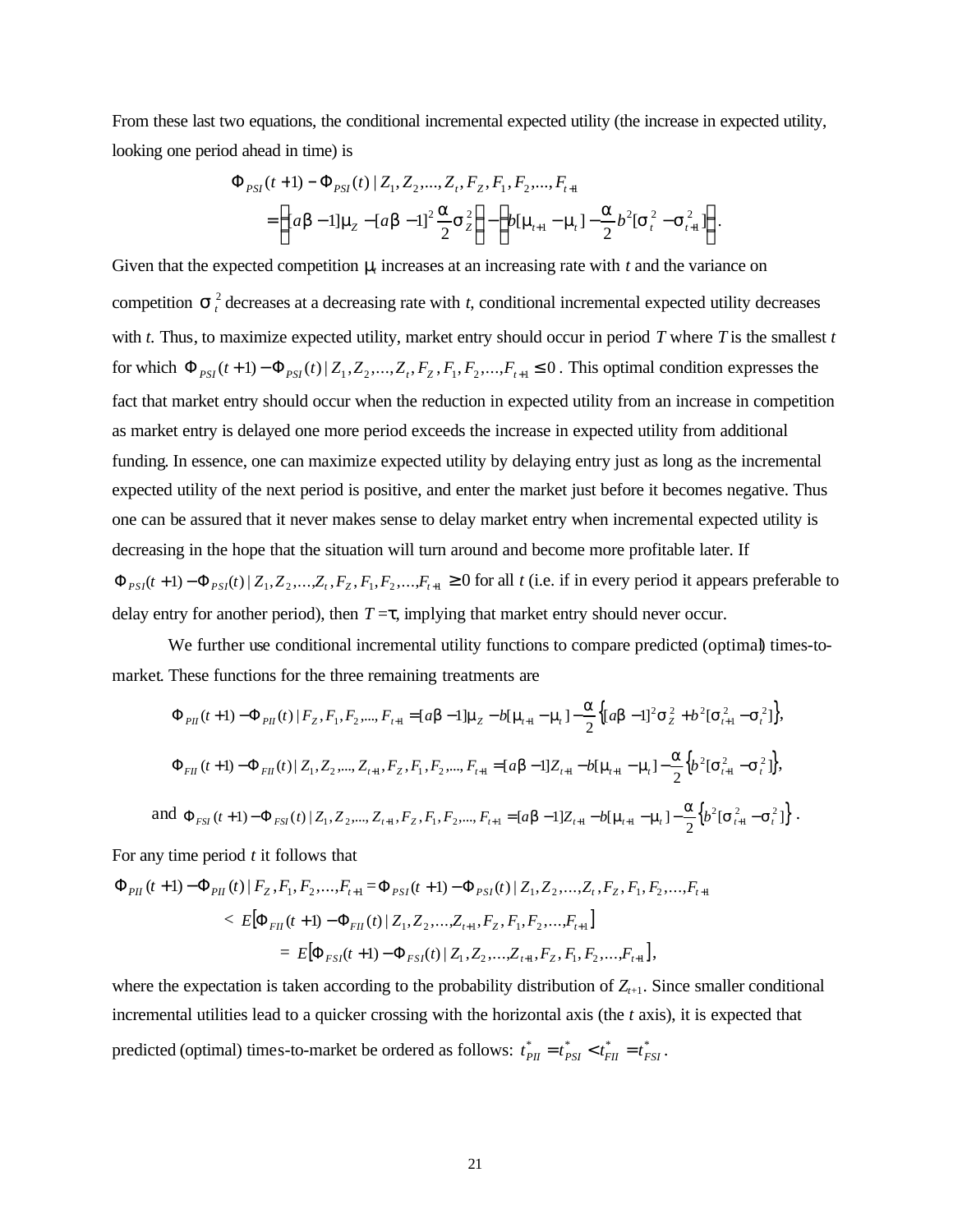From these last two equations, the conditional incremental expected utility (the increase in expected utility, looking one period ahead in time) is

$$\Phi_{PSI}(t+1) - \Phi_{PSI}(t) \mid Z_1, Z_2, ..., Z_t, F_Z, F_1, F_2, ..., F_{t+1}$$
$$= \left\{[a\beta - 1]\mu_Z - [a\beta - 1]^2 \frac{\alpha}{2}\sigma_Z^2\right\} - \left\{b[\mu_{t+1} - \mu_t] - \frac{\alpha}{2} b^2[\sigma_t^2 - \sigma_{t+1}^2]\right\}.$$

Given that the expected competition $\mu_t$ increases at an increasing rate with $t$ and the variance on competition $\sigma_t^2$ decreases at a decreasing rate with $t$, conditional incremental expected utility decreases with $t$. Thus, to maximize expected utility, market entry should occur in period $T$ where $T$ is the smallest $t$ for which $\Phi_{PSI}(t+1) - \Phi_{PSI}(t) \mid Z_1, Z_2, ..., Z_t, F_Z, F_1, F_2, ..., F_{t+1} \leq 0$. This optimal condition expresses the fact that market entry should occur when the reduction in expected utility from an increase in competition as market entry is delayed one more period exceeds the increase in expected utility from additional funding. In essence, one can maximize expected utility by delaying entry just as long as the incremental expected utility of the next period is positive, and enter the market just before it becomes negative. Thus one can be assured that it never makes sense to delay market entry when incremental expected utility is decreasing in the hope that the situation will turn around and become more profitable later. If $\Phi_{PSI}(t+1) - \Phi_{PSI}(t) \mid Z_1, Z_2, ..., Z_t, F_Z, F_1, F_2, ..., F_{t+1} \geq 0$ for all $t$ (i.e. if in every period it appears preferable to delay entry for another period), then $T = \tau$, implying that market entry should never occur.

We further use conditional incremental utility functions to compare predicted (optimal) times-to-market. These functions for the three remaining treatments are

$$\Phi_{PII}(t+1) - \Phi_{PII}(t) \mid F_Z, F_1, F_2, ..., F_{t+1} = [a\beta - 1]\mu_Z - b[\mu_{t+1} - \mu_t] - \frac{\alpha}{2}\left\{[a\beta - 1]^2\sigma_Z^2 + b^2[\sigma_{t+1}^2 - \sigma_t^2]\right\},$$

$$\Phi_{FII}(t+1) - \Phi_{FII}(t) \mid Z_1, Z_2, ..., Z_{t+1}, F_Z, F_1, F_2, ..., F_{t+1} = [a\beta - 1]Z_{t+1} - b[\mu_{t+1} - \mu_t] - \frac{\alpha}{2}\left\{b^2[\sigma_{t+1}^2 - \sigma_t^2]\right\},$$

and $$\Phi_{FSI}(t+1) - \Phi_{FSI}(t) \mid Z_1, Z_2, ..., Z_{t+1}, F_Z, F_1, F_2, ..., F_{t+1} = [a\beta - 1]Z_{t+1} - b[\mu_{t+1} - \mu_t] - \frac{\alpha}{2}\left\{b^2[\sigma_{t+1}^2 - \sigma_t^2]\right\}.$$

For any time period $t$ it follows that

$$\Phi_{PII}(t+1) - \Phi_{PII}(t) \mid F_Z, F_1, F_2, ..., F_{t+1} = \Phi_{PSI}(t+1) - \Phi_{PSI}(t) \mid Z_1, Z_2, ..., Z_t, F_Z, F_1, F_2, ..., F_{t+1}$$
$$< E\left[\Phi_{FII}(t+1) - \Phi_{FII}(t) \mid Z_1, Z_2, ..., Z_{t+1}, F_Z, F_1, F_2, ..., F_{t+1}\right]$$
$$= E\left[\Phi_{FSI}(t+1) - \Phi_{FSI}(t) \mid Z_1, Z_2, ..., Z_{t+1}, F_Z, F_1, F_2, ..., F_{t+1}\right],$$

where the expectation is taken according to the probability distribution of $Z_{t+1}$. Since smaller conditional incremental utilities lead to a quicker crossing with the horizontal axis (the $t$ axis), it is expected that predicted (optimal) times-to-market be ordered as follows: $t^*_{PII} = t^*_{PSI} < t^*_{FII} = t^*_{FSI}$.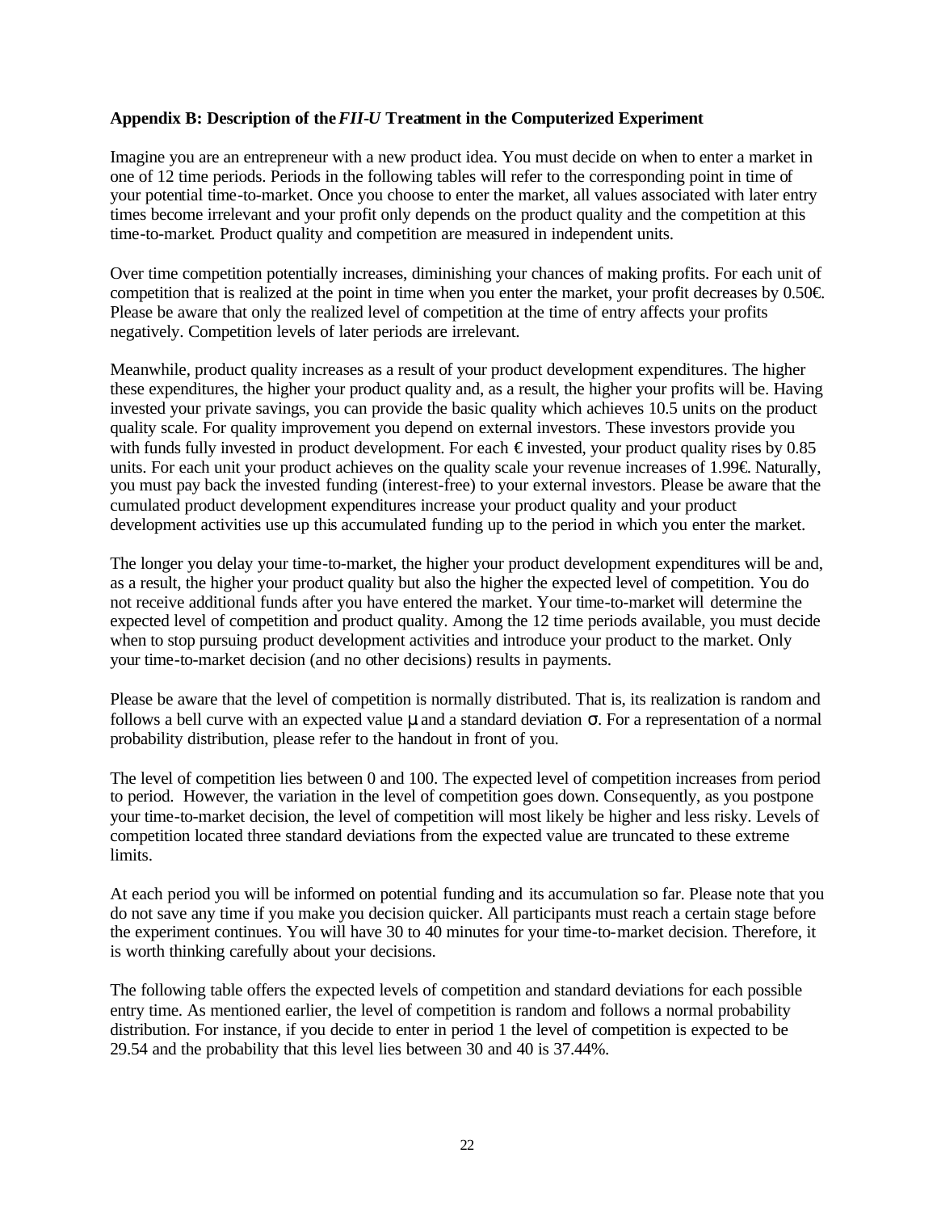### Appendix B: Description of the *FII-U* Treatment in the Computerized Experiment

Imagine you are an entrepreneur with a new product idea. You must decide on when to enter a market in one of 12 time periods. Periods in the following tables will refer to the corresponding point in time of your potential time-to-market. Once you choose to enter the market, all values associated with later entry times become irrelevant and your profit only depends on the product quality and the competition at this time-to-market. Product quality and competition are measured in independent units.

Over time competition potentially increases, diminishing your chances of making profits. For each unit of competition that is realized at the point in time when you enter the market, your profit decreases by 0.50€. Please be aware that only the realized level of competition at the time of entry affects your profits negatively. Competition levels of later periods are irrelevant.

Meanwhile, product quality increases as a result of your product development expenditures. The higher these expenditures, the higher your product quality and, as a result, the higher your profits will be. Having invested your private savings, you can provide the basic quality which achieves 10.5 units on the product quality scale. For quality improvement you depend on external investors. These investors provide you with funds fully invested in product development. For each € invested, your product quality rises by 0.85 units. For each unit your product achieves on the quality scale your revenue increases of 1.99€. Naturally, you must pay back the invested funding (interest-free) to your external investors. Please be aware that the cumulated product development expenditures increase your product quality and your product development activities use up this accumulated funding up to the period in which you enter the market.

The longer you delay your time-to-market, the higher your product development expenditures will be and, as a result, the higher your product quality but also the higher the expected level of competition. You do not receive additional funds after you have entered the market. Your time-to-market will determine the expected level of competition and product quality. Among the 12 time periods available, you must decide when to stop pursuing product development activities and introduce your product to the market. Only your time-to-market decision (and no other decisions) results in payments.

Please be aware that the level of competition is normally distributed. That is, its realization is random and follows a bell curve with an expected value $\mu$ and a standard deviation $\sigma$. For a representation of a normal probability distribution, please refer to the handout in front of you.

The level of competition lies between 0 and 100. The expected level of competition increases from period to period. However, the variation in the level of competition goes down. Consequently, as you postpone your time-to-market decision, the level of competition will most likely be higher and less risky. Levels of competition located three standard deviations from the expected value are truncated to these extreme limits.

At each period you will be informed on potential funding and its accumulation so far. Please note that you do not save any time if you make you decision quicker. All participants must reach a certain stage before the experiment continues. You will have 30 to 40 minutes for your time-to-market decision. Therefore, it is worth thinking carefully about your decisions.

The following table offers the expected levels of competition and standard deviations for each possible entry time. As mentioned earlier, the level of competition is random and follows a normal probability distribution. For instance, if you decide to enter in period 1 the level of competition is expected to be 29.54 and the probability that this level lies between 30 and 40 is 37.44%.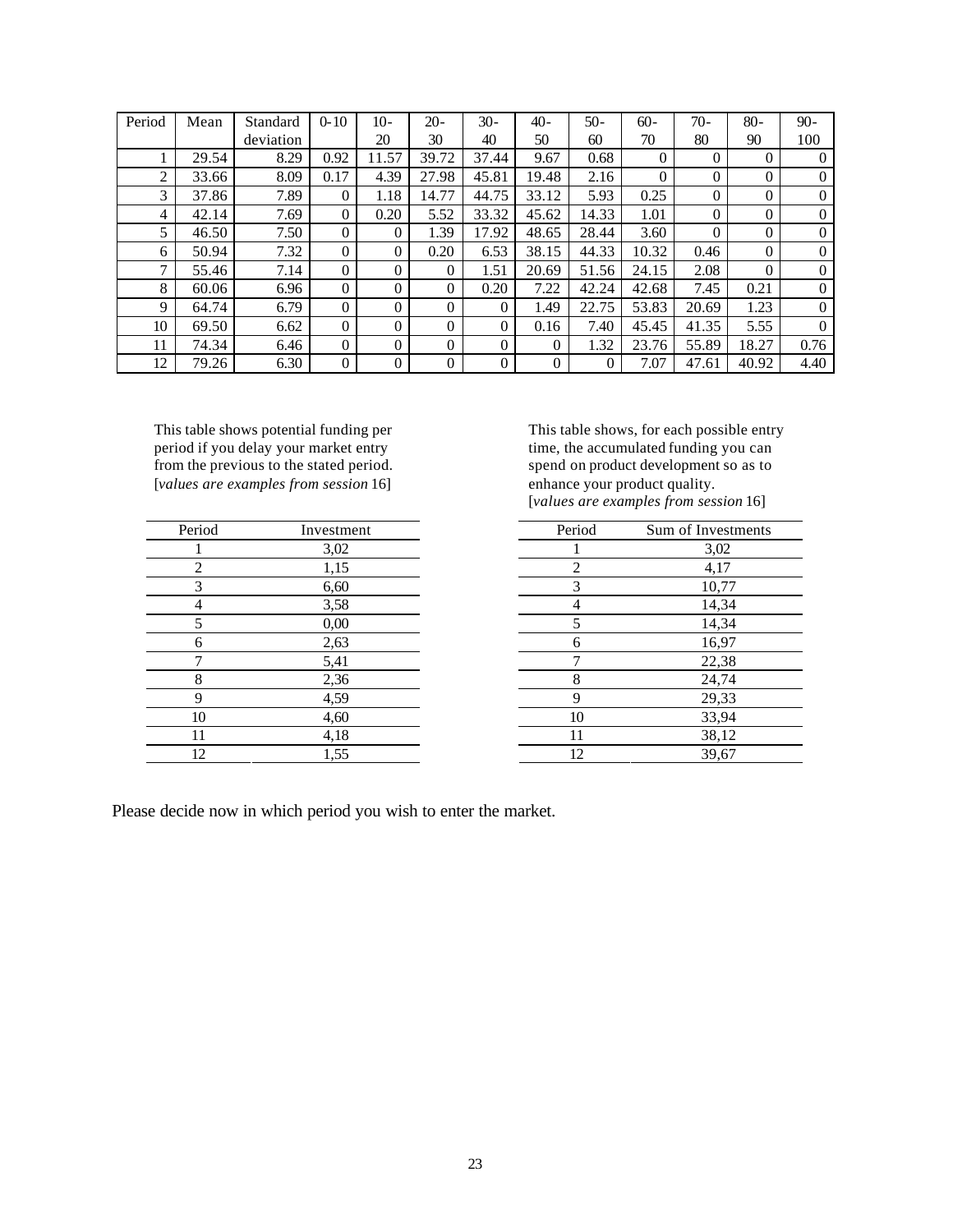| Period | Mean | Standard deviation | 0-10 | 10-20 | 20-30 | 30-40 | 40-50 | 50-60 | 60-70 | 70-80 | 80-90 | 90-100 |
|---|---|---|---|---|---|---|---|---|---|---|---|---|
| 1 | 29.54 | 8.29 | 0.92 | 11.57 | 39.72 | 37.44 | 9.67 | 0.68 | 0 | 0 | 0 | 0 |
| 2 | 33.66 | 8.09 | 0.17 | 4.39 | 27.98 | 45.81 | 19.48 | 2.16 | 0 | 0 | 0 | 0 |
| 3 | 37.86 | 7.89 | 0 | 1.18 | 14.77 | 44.75 | 33.12 | 5.93 | 0.25 | 0 | 0 | 0 |
| 4 | 42.14 | 7.69 | 0 | 0.20 | 5.52 | 33.32 | 45.62 | 14.33 | 1.01 | 0 | 0 | 0 |
| 5 | 46.50 | 7.50 | 0 | 0 | 1.39 | 17.92 | 48.65 | 28.44 | 3.60 | 0 | 0 | 0 |
| 6 | 50.94 | 7.32 | 0 | 0 | 0.20 | 6.53 | 38.15 | 44.33 | 10.32 | 0.46 | 0 | 0 |
| 7 | 55.46 | 7.14 | 0 | 0 | 0 | 1.51 | 20.69 | 51.56 | 24.15 | 2.08 | 0 | 0 |
| 8 | 60.06 | 6.96 | 0 | 0 | 0 | 0.20 | 7.22 | 42.24 | 42.68 | 7.45 | 0.21 | 0 |
| 9 | 64.74 | 6.79 | 0 | 0 | 0 | 0 | 1.49 | 22.75 | 53.83 | 20.69 | 1.23 | 0 |
| 10 | 69.50 | 6.62 | 0 | 0 | 0 | 0 | 0.16 | 7.40 | 45.45 | 41.35 | 5.55 | 0 |
| 11 | 74.34 | 6.46 | 0 | 0 | 0 | 0 | 0 | 1.32 | 23.76 | 55.89 | 18.27 | 0.76 |
| 12 | 79.26 | 6.30 | 0 | 0 | 0 | 0 | 0 | 0 | 7.07 | 47.61 | 40.92 | 4.40 |

This table shows potential funding per period if you delay your market entry from the previous to the stated period. [*values are examples from session* 16]

| Period | Investment |
|---|---|
| 1 | 3,02 |
| 2 | 1,15 |
| 3 | 6,60 |
| 4 | 3,58 |
| 5 | 0,00 |
| 6 | 2,63 |
| 7 | 5,41 |
| 8 | 2,36 |
| 9 | 4,59 |
| 10 | 4,60 |
| 11 | 4,18 |
| 12 | 1,55 |

This table shows, for each possible entry time, the accumulated funding you can spend on product development so as to enhance your product quality. [*values are examples from session* 16]

| Period | Sum of Investments |
|---|---|
| 1 | 3,02 |
| 2 | 4,17 |
| 3 | 10,77 |
| 4 | 14,34 |
| 5 | 14,34 |
| 6 | 16,97 |
| 7 | 22,38 |
| 8 | 24,74 |
| 9 | 29,33 |
| 10 | 33,94 |
| 11 | 38,12 |
| 12 | 39,67 |

Please decide now in which period you wish to enter the market.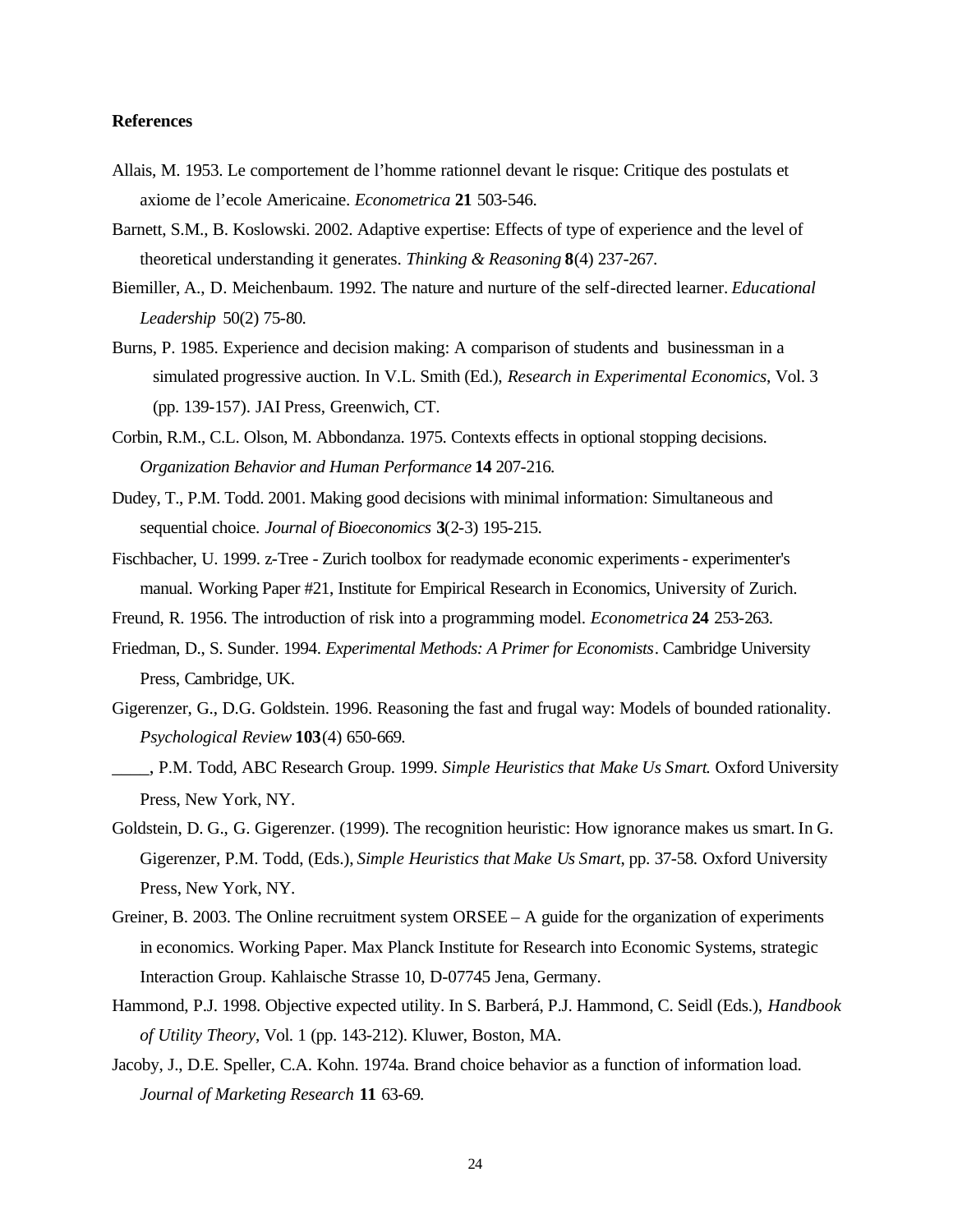**References**

Allais, M. 1953. Le comportement de l'homme rationnel devant le risque: Critique des postulats et axiome de l'ecole Americaine. *Econometrica* **21** 503-546.

Barnett, S.M., B. Koslowski. 2002. Adaptive expertise: Effects of type of experience and the level of theoretical understanding it generates. *Thinking & Reasoning* **8**(4) 237-267.

Biemiller, A., D. Meichenbaum. 1992. The nature and nurture of the self-directed learner. *Educational Leadership* 50(2) 75-80.

Burns, P. 1985. Experience and decision making: A comparison of students and businessman in a simulated progressive auction. In V.L. Smith (Ed.), *Research in Experimental Economics*, Vol. 3 (pp. 139-157). JAI Press, Greenwich, CT.

Corbin, R.M., C.L. Olson, M. Abbondanza. 1975. Contexts effects in optional stopping decisions. *Organization Behavior and Human Performance* **14** 207-216.

Dudey, T., P.M. Todd. 2001. Making good decisions with minimal information: Simultaneous and sequential choice. *Journal of Bioeconomics* **3**(2-3) 195-215.

Fischbacher, U. 1999. z-Tree - Zurich toolbox for readymade economic experiments - experimenter's manual. Working Paper #21, Institute for Empirical Research in Economics, University of Zurich.

Freund, R. 1956. The introduction of risk into a programming model. *Econometrica* **24** 253-263.

Friedman, D., S. Sunder. 1994. *Experimental Methods: A Primer for Economists*. Cambridge University Press, Cambridge, UK.

Gigerenzer, G., D.G. Goldstein. 1996. Reasoning the fast and frugal way: Models of bounded rationality. *Psychological Review* **103**(4) 650-669.

\_\_\_\_, P.M. Todd, ABC Research Group. 1999. *Simple Heuristics that Make Us Smart*. Oxford University Press, New York, NY.

Goldstein, D. G., G. Gigerenzer. (1999). The recognition heuristic: How ignorance makes us smart. In G. Gigerenzer, P.M. Todd, (Eds.), *Simple Heuristics that Make Us Smart*, pp. 37-58. Oxford University Press, New York, NY.

Greiner, B. 2003. The Online recruitment system ORSEE – A guide for the organization of experiments in economics. Working Paper. Max Planck Institute for Research into Economic Systems, strategic Interaction Group. Kahlaische Strasse 10, D-07745 Jena, Germany.

Hammond, P.J. 1998. Objective expected utility. In S. Barberá, P.J. Hammond, C. Seidl (Eds.), *Handbook of Utility Theory*, Vol. 1 (pp. 143-212). Kluwer, Boston, MA.

Jacoby, J., D.E. Speller, C.A. Kohn. 1974a. Brand choice behavior as a function of information load. *Journal of Marketing Research* **11** 63-69.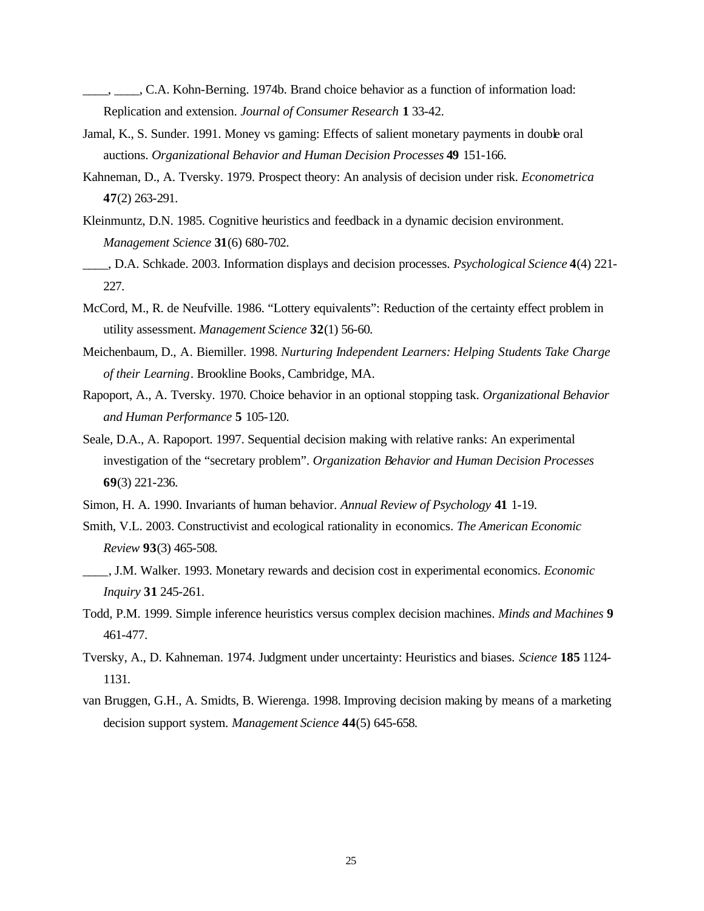____, ____, C.A. Kohn-Berning. 1974b. Brand choice behavior as a function of information load: Replication and extension. *Journal of Consumer Research* **1** 33-42.

Jamal, K., S. Sunder. 1991. Money vs gaming: Effects of salient monetary payments in double oral auctions. *Organizational Behavior and Human Decision Processes* **49** 151-166.

Kahneman, D., A. Tversky. 1979. Prospect theory: An analysis of decision under risk. *Econometrica* **47**(2) 263-291.

Kleinmuntz, D.N. 1985. Cognitive heuristics and feedback in a dynamic decision environment. *Management Science* **31**(6) 680-702.

____, D.A. Schkade. 2003. Information displays and decision processes. *Psychological Science* **4**(4) 221-227.

McCord, M., R. de Neufville. 1986. "Lottery equivalents": Reduction of the certainty effect problem in utility assessment. *Management Science* **32**(1) 56-60.

Meichenbaum, D., A. Biemiller. 1998. *Nurturing Independent Learners: Helping Students Take Charge of their Learning*. Brookline Books, Cambridge, MA.

Rapoport, A., A. Tversky. 1970. Choice behavior in an optional stopping task. *Organizational Behavior and Human Performance* **5** 105-120.

Seale, D.A., A. Rapoport. 1997. Sequential decision making with relative ranks: An experimental investigation of the "secretary problem". *Organization Behavior and Human Decision Processes* **69**(3) 221-236.

Simon, H. A. 1990. Invariants of human behavior. *Annual Review of Psychology* **41** 1-19.

Smith, V.L. 2003. Constructivist and ecological rationality in economics. *The American Economic Review* **93**(3) 465-508.

____, J.M. Walker. 1993. Monetary rewards and decision cost in experimental economics. *Economic Inquiry* **31** 245-261.

Todd, P.M. 1999. Simple inference heuristics versus complex decision machines. *Minds and Machines* **9** 461-477.

Tversky, A., D. Kahneman. 1974. Judgment under uncertainty: Heuristics and biases. *Science* **185** 1124-1131.

van Bruggen, G.H., A. Smidts, B. Wierenga. 1998. Improving decision making by means of a marketing decision support system. *Management Science* **44**(5) 645-658.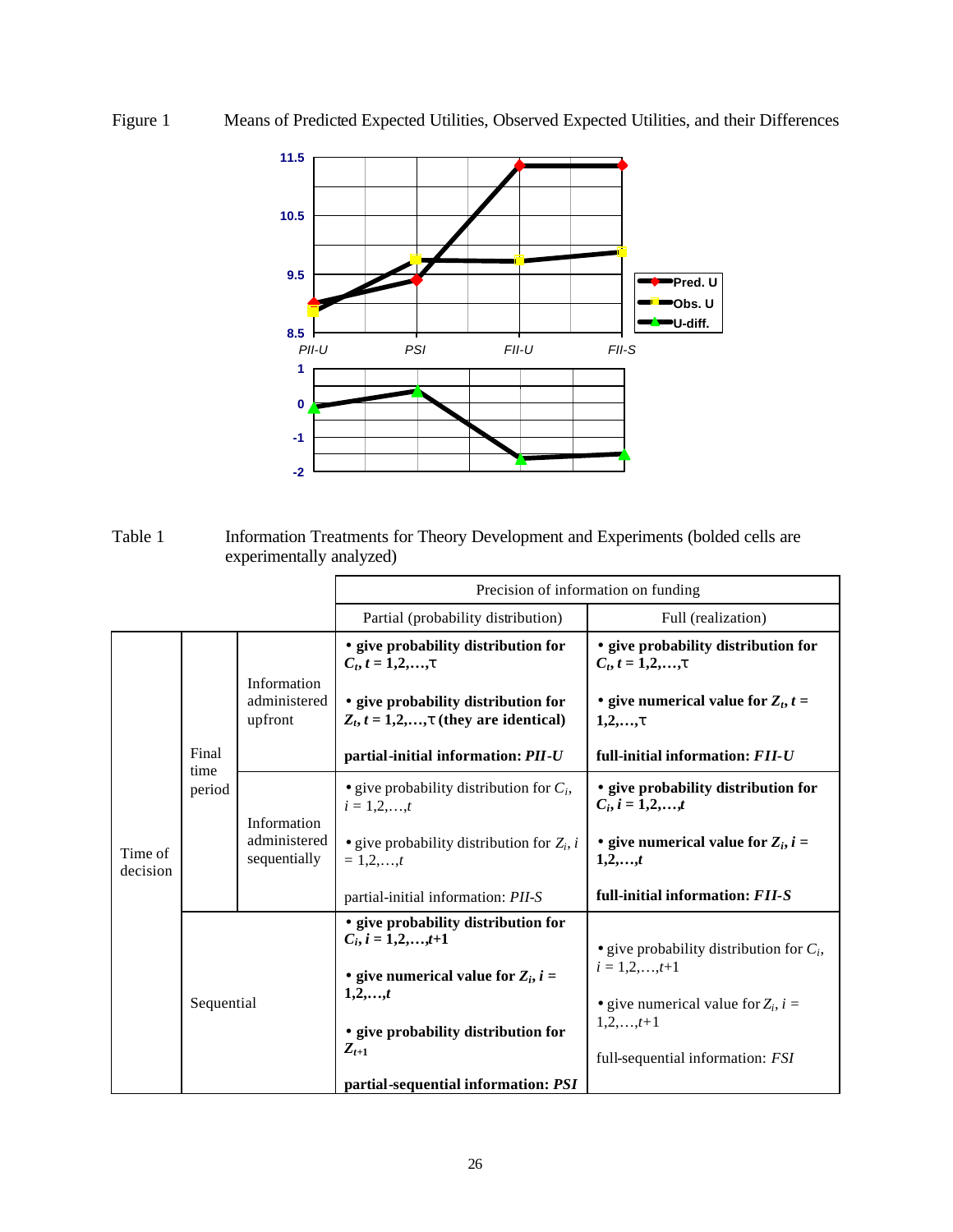Figure 1 Means of Predicted Expected Utilities, Observed Expected Utilities, and their Differences

Table 1 Information Treatments for Theory Development and Experiments (bolded cells are experimentally analyzed)

| | | | Precision of information on funding | |
|---|---|---|---|---|
| | | | Partial (probability distribution) | Full (realization) |
| Time of decision | Final time period | Information administered upfront | **• give probability distribution for $C_t, t = 1,2,\ldots,\tau$** <br> **• give probability distribution for $Z_t, t = 1,2,\ldots,\tau$ (they are identical)** <br> **partial-initial information: *PII-U*** | **• give probability distribution for $C_t, t = 1,2,\ldots,\tau$** <br> **• give numerical value for $Z_t, t = 1,2,\ldots,\tau$** <br> **full-initial information: *FII-U*** |
| | | Information administered sequentially | • give probability distribution for $C_i$, $i = 1,2,\ldots,t$ <br> • give probability distribution for $Z_i$, $i = 1,2,\ldots,t$ <br> partial-initial information: *PII-S* | **• give probability distribution for $C_i, i = 1,2,\ldots,t$** <br> **• give numerical value for $Z_i, i = 1,2,\ldots,t$** <br> **full-initial information: *FII-S*** |
| | Sequential | | **• give probability distribution for $C_i, i = 1,2,\ldots,t+1$** <br> **• give numerical value for $Z_i, i = 1,2,\ldots,t$** <br> **• give probability distribution for $Z_{t+1}$** <br> **partial-sequential information: *PSI*** | • give probability distribution for $C_i$, $i = 1,2,\ldots,t+1$ <br> • give numerical value for $Z_i$, $i = 1,2,\ldots,t+1$ <br> full-sequential information: *FSI* |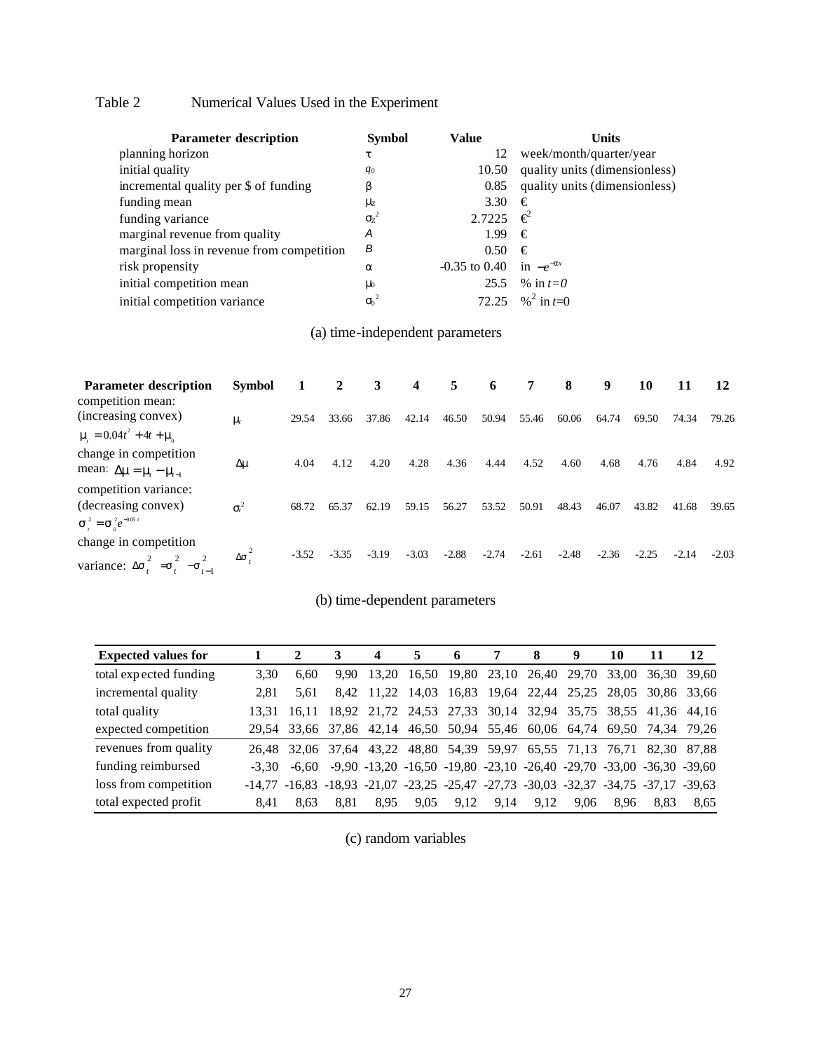Table 2 Numerical Values Used in the Experiment

| Parameter description | Symbol | Value | Units |
|---|---|---|---|
| planning horizon | $\tau$ | 12 | week/month/quarter/year |
| initial quality | $q_0$ | 10.50 | quality units (dimensionless) |
| incremental quality per $ of funding | $\beta$ | 0.85 | quality units (dimensionless) |
| funding mean | $\mu_z$ | 3.30 | € |
| funding variance | $\sigma_z^2$ | 2.7225 | €$^2$ |
| marginal revenue from quality | $A$ | 1.99 | € |
| marginal loss in revenue from competition | $B$ | 0.50 | € |
| risk propensity | $\alpha$ | -0.35 to 0.40 | in $-e^{-\alpha x}$ |
| initial competition mean | $\mu_0$ | 25.5 | % in $t=0$ |
| initial competition variance | $\sigma_0^2$ | 72.25 | %$^2$ in $t$=0 |

(a) time-independent parameters

| Parameter description | Symbol | 1 | 2 | 3 | 4 | 5 | 6 | 7 | 8 | 9 | 10 | 11 | 12 |
|---|---|---|---|---|---|---|---|---|---|---|---|---|---|
| competition mean: (increasing convex) $\mu_t = 0.04t^2 + 4t + \mu_0$ | $\mu_t$ | 29.54 | 33.66 | 37.86 | 42.14 | 46.50 | 50.94 | 55.46 | 60.06 | 64.74 | 69.50 | 74.34 | 79.26 |
| change in competition mean: $\Delta\mu = \mu_t - \mu_{t-1}$ | $\Delta\mu$ | 4.04 | 4.12 | 4.20 | 4.28 | 4.36 | 4.44 | 4.52 | 4.60 | 4.68 | 4.76 | 4.84 | 4.92 |
| competition variance: (decreasing convex) $\sigma_t^2 = \sigma_0^2 e^{-0.05t}$ | $\sigma_t^2$ | 68.72 | 65.37 | 62.19 | 59.15 | 56.27 | 53.52 | 50.91 | 48.43 | 46.07 | 43.82 | 41.68 | 39.65 |
| change in competition variance: $\Delta\sigma_t^2 = \sigma_t^2 - \sigma_{t-1}^2$ | $\Delta\sigma_t^2$ | -3.52 | -3.35 | -3.19 | -3.03 | -2.88 | -2.74 | -2.61 | -2.48 | -2.36 | -2.25 | -2.14 | -2.03 |

(b) time-dependent parameters

| Expected values for | 1 | 2 | 3 | 4 | 5 | 6 | 7 | 8 | 9 | 10 | 11 | 12 |
|---|---|---|---|---|---|---|---|---|---|---|---|---|
| total expected funding | 3,30 | 6,60 | 9,90 | 13,20 | 16,50 | 19,80 | 23,10 | 26,40 | 29,70 | 33,00 | 36,30 | 39,60 |
| incremental quality | 2,81 | 5,61 | 8,42 | 11,22 | 14,03 | 16,83 | 19,64 | 22,44 | 25,25 | 28,05 | 30,86 | 33,66 |
| total quality | 13,31 | 16,11 | 18,92 | 21,72 | 24,53 | 27,33 | 30,14 | 32,94 | 35,75 | 38,55 | 41,36 | 44,16 |
| expected competition | 29,54 | 33,66 | 37,86 | 42,14 | 46,50 | 50,94 | 55,46 | 60,06 | 64,74 | 69,50 | 74,34 | 79,26 |
| revenues from quality | 26,48 | 32,06 | 37,64 | 43,22 | 48,80 | 54,39 | 59,97 | 65,55 | 71,13 | 76,71 | 82,30 | 87,88 |
| funding reimbursed | -3,30 | -6,60 | -9,90 | -13,20 | -16,50 | -19,80 | -23,10 | -26,40 | -29,70 | -33,00 | -36,30 | -39,60 |
| loss from competition | -14,77 | -16,83 | -18,93 | -21,07 | -23,25 | -25,47 | -27,73 | -30,03 | -32,37 | -34,75 | -37,17 | -39,63 |
| total expected profit | 8,41 | 8,63 | 8,81 | 8,95 | 9,05 | 9,12 | 9,14 | 9,12 | 9,06 | 8,96 | 8,83 | 8,65 |

(c) random variables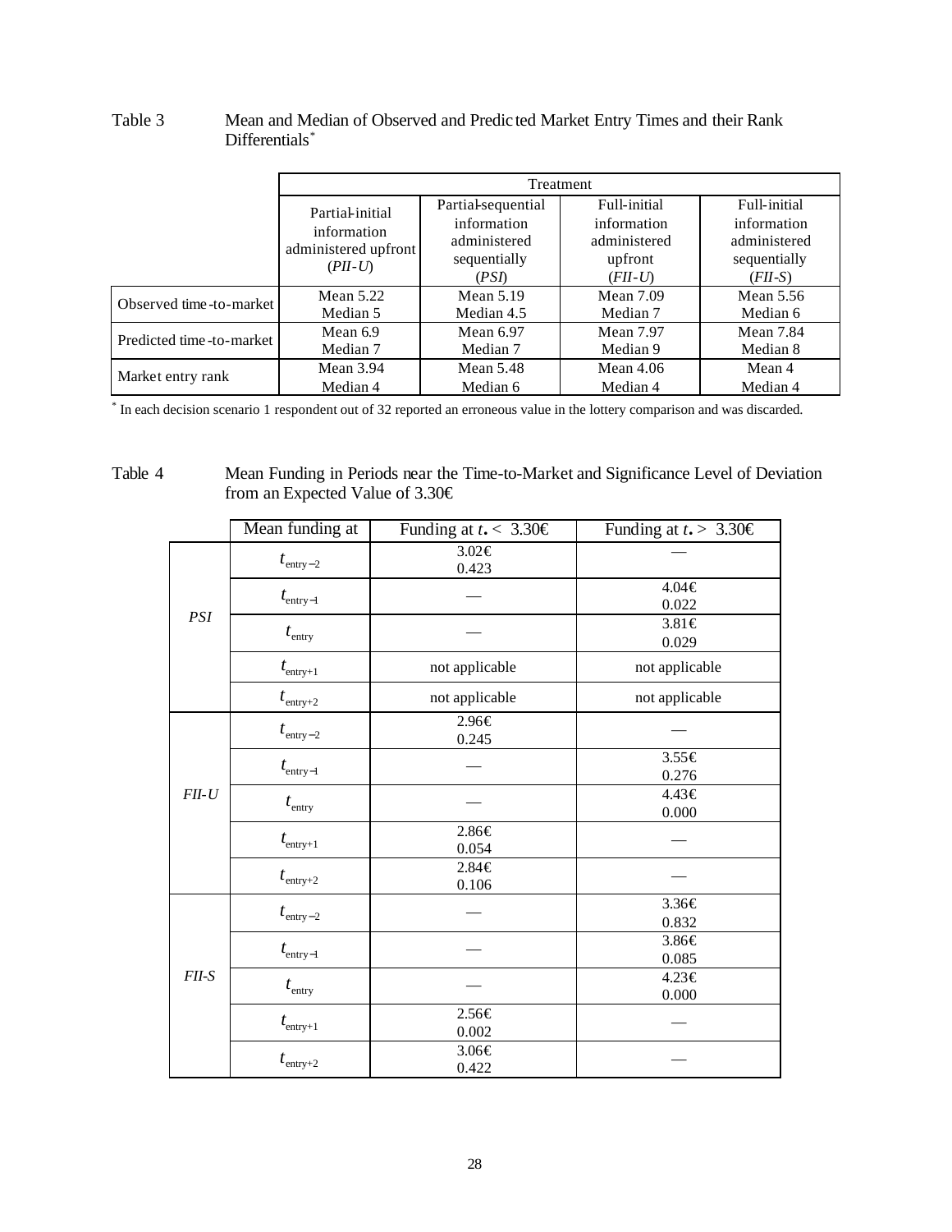Table 3 Mean and Median of Observed and Predicted Market Entry Times and their Rank Differentials*

| | Treatment | | | |
|---|---|---|---|---|
| | Partial-initial information administered upfront (*PII-U*) | Partial-sequential information administered sequentially (*PSI*) | Full-initial information administered upfront (*FII-U*) | Full-initial information administered sequentially (*FII-S*) |
| Observed time-to-market | Mean 5.22<br>Median 5 | Mean 5.19<br>Median 4.5 | Mean 7.09<br>Median 7 | Mean 5.56<br>Median 6 |
| Predicted time-to-market | Mean 6.9<br>Median 7 | Mean 6.97<br>Median 7 | Mean 7.97<br>Median 9 | Mean 7.84<br>Median 8 |
| Market entry rank | Mean 3.94<br>Median 4 | Mean 5.48<br>Median 6 | Mean 4.06<br>Median 4 | Mean 4<br>Median 4 |

\* In each decision scenario 1 respondent out of 32 reported an erroneous value in the lottery comparison and was discarded.

Table 4 Mean Funding in Periods near the Time-to-Market and Significance Level of Deviation from an Expected Value of 3.30€

| | Mean funding at | Funding at $t_{\bullet} <$ 3.30€ | Funding at $t_{\bullet} >$ 3.30€ |
|---|---|---|---|
| *PSI* | $t_{\text{entry}-2}$ | 3.02€<br>0.423 | — |
| | $t_{\text{entry}-1}$ | — | 4.04€<br>0.022 |
| | $t_{\text{entry}}$ | — | 3.81€<br>0.029 |
| | $t_{\text{entry}+1}$ | not applicable | not applicable |
| | $t_{\text{entry}+2}$ | not applicable | not applicable |
| *FII-U* | $t_{\text{entry}-2}$ | 2.96€<br>0.245 | — |
| | $t_{\text{entry}-1}$ | — | 3.55€<br>0.276 |
| | $t_{\text{entry}}$ | — | 4.43€<br>0.000 |
| | $t_{\text{entry}+1}$ | 2.86€<br>0.054 | — |
| | $t_{\text{entry}+2}$ | 2.84€<br>0.106 | — |
| *FII-S* | $t_{\text{entry}-2}$ | — | 3.36€<br>0.832 |
| | $t_{\text{entry}-1}$ | — | 3.86€<br>0.085 |
| | $t_{\text{entry}}$ | — | 4.23€<br>0.000 |
| | $t_{\text{entry}+1}$ | 2.56€<br>0.002 | — |
| | $t_{\text{entry}+2}$ | 3.06€<br>0.422 | — |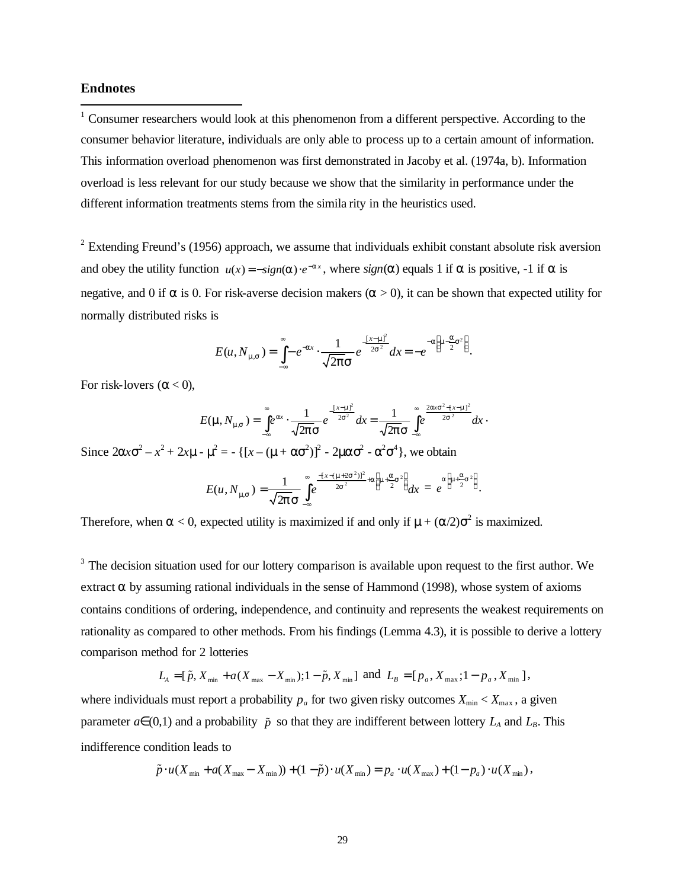## Endnotes

[1] Consumer researchers would look at this phenomenon from a different perspective. According to the consumer behavior literature, individuals are only able to process up to a certain amount of information. This information overload phenomenon was first demonstrated in Jacoby et al. (1974a, b). Information overload is less relevant for our study because we show that the similarity in performance under the different information treatments stems from the similarity in the heuristics used.

[2] Extending Freund's (1956) approach, we assume that individuals exhibit constant absolute risk aversion and obey the utility function $u(x) = -sign(\alpha) \cdot e^{-\alpha x}$, where $sign(\alpha)$ equals 1 if $\alpha$ is positive, -1 if $\alpha$ is negative, and 0 if $\alpha$ is 0. For risk-averse decision makers ($\alpha > 0$), it can be shown that expected utility for normally distributed risks is

$$E(u, N_{\mu,\sigma}) = \int_{-\infty}^{\infty} -e^{-\alpha x} \cdot \frac{1}{\sqrt{2\pi}\sigma} e^{-\frac{[x-\mu]^2}{2\sigma^2}} dx = -e^{-\alpha\left(\mu - \frac{\alpha}{2}\sigma^2\right)}.$$

For risk-lovers ($\alpha < 0$),

$$E(\mu, N_{\mu,\sigma}) = \int_{-\infty}^{\infty} e^{\alpha x} \cdot \frac{1}{\sqrt{2\pi}\sigma} e^{-\frac{[x-\mu]^2}{2\sigma^2}} dx = \frac{1}{\sqrt{2\pi}\sigma} \int_{-\infty}^{\infty} e^{\frac{2\alpha x\sigma^2 - [x-\mu]^2}{2\sigma^2}} dx \cdot$$

Since $2\alpha x\sigma^2 - x^2 + 2x\mu - \mu^2 = -\{[x - (\mu + \alpha\sigma^2)]^2 - 2\mu\alpha\sigma^2 - \alpha^2\sigma^4\}$, we obtain

$$E(u, N_{\mu\sigma}) = \frac{1}{\sqrt{2\pi}\sigma} \int_{-\infty}^{\infty} e^{\frac{-[x-(\mu+2\sigma^2)]^2}{2\sigma^2} + \alpha\left(\mu + \frac{\alpha}{2}\sigma^2\right)} dx = e^{\alpha\left(\mu + \frac{\alpha}{2}\sigma^2\right)}.$$

Therefore, when $\alpha < 0$, expected utility is maximized if and only if $\mu + (\alpha/2)\sigma^2$ is maximized.

[3] The decision situation used for our lottery comparison is available upon request to the first author. We extract $\alpha$ by assuming rational individuals in the sense of Hammond (1998), whose system of axioms contains conditions of ordering, independence, and continuity and represents the weakest requirements on rationality as compared to other methods. From his findings (Lemma 4.3), it is possible to derive a lottery comparison method for 2 lotteries

$$L_A = [\tilde{p}, X_{\min} + a(X_{\max} - X_{\min}); 1 - \tilde{p}, X_{\min}] \text{ and } L_B = [p_a, X_{\max}; 1 - p_a, X_{\min}],$$

where individuals must report a probability $p_a$ for two given risky outcomes $X_{\min} < X_{\max}$, a given parameter $a \in (0,1)$ and a probability $\tilde{p}$ so that they are indifferent between lottery $L_A$ and $L_B$. This indifference condition leads to

$$\tilde{p} \cdot u(X_{\min} + a(X_{\max} - X_{\min})) + (1 - \tilde{p}) \cdot u(X_{\min}) = p_a \cdot u(X_{\max}) + (1 - p_a) \cdot u(X_{\min}),$$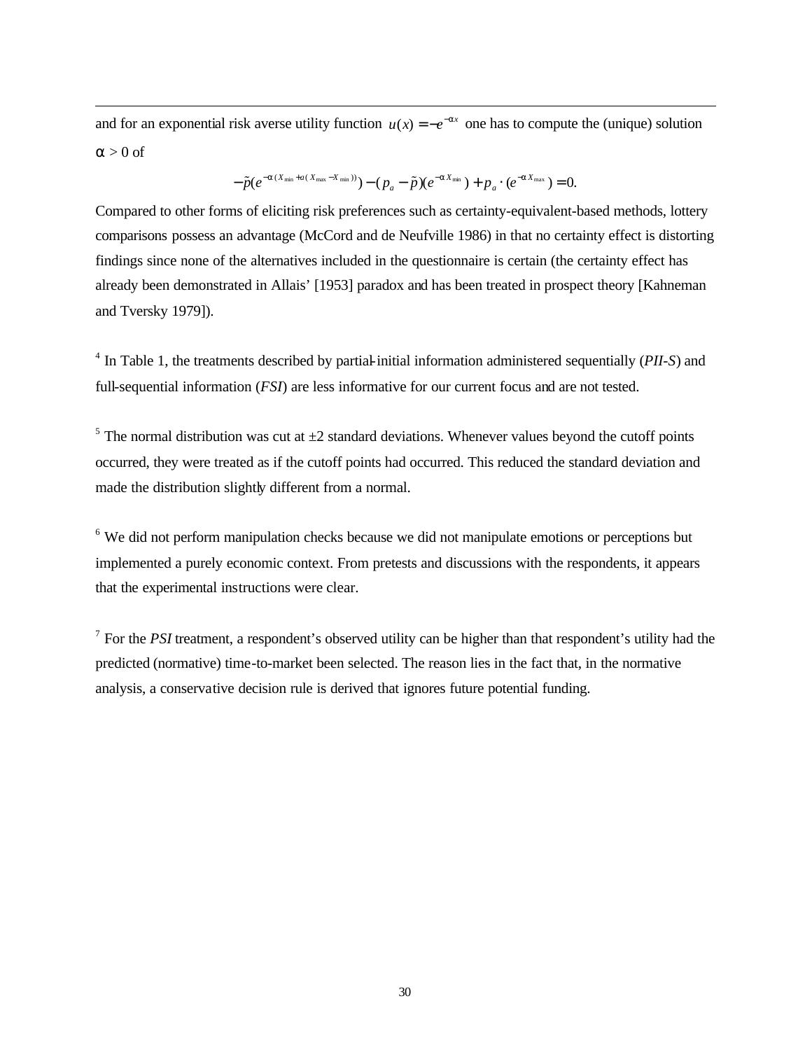and for an exponential risk averse utility function $u(x) = -e^{-\alpha x}$ one has to compute the (unique) solution $\alpha > 0$ of

$$-\tilde{p}(e^{-\alpha(X_{\min}+a(X_{\max}-X_{\min}))}) - (p_a - \tilde{p})(e^{-\alpha X_{\min}}) + p_a \cdot (e^{-\alpha X_{\max}}) = 0.$$

Compared to other forms of eliciting risk preferences such as certainty-equivalent-based methods, lottery comparisons possess an advantage (McCord and de Neufville 1986) in that no certainty effect is distorting findings since none of the alternatives included in the questionnaire is certain (the certainty effect has already been demonstrated in Allais' [1953] paradox and has been treated in prospect theory [Kahneman and Tversky 1979]).

[4] In Table 1, the treatments described by partial-initial information administered sequentially (*PII-S*) and full-sequential information (*FSI*) are less informative for our current focus and are not tested.

[5] The normal distribution was cut at ±2 standard deviations. Whenever values beyond the cutoff points occurred, they were treated as if the cutoff points had occurred. This reduced the standard deviation and made the distribution slightly different from a normal.

[6] We did not perform manipulation checks because we did not manipulate emotions or perceptions but implemented a purely economic context. From pretests and discussions with the respondents, it appears that the experimental instructions were clear.

[7] For the *PSI* treatment, a respondent's observed utility can be higher than that respondent's utility had the predicted (normative) time-to-market been selected. The reason lies in the fact that, in the normative analysis, a conservative decision rule is derived that ignores future potential funding.